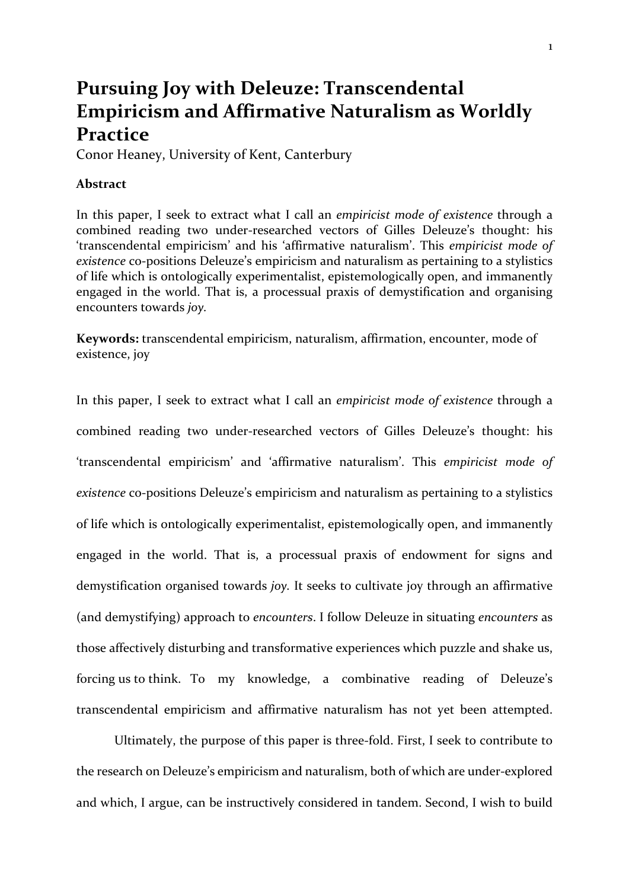# Pursuing Joy with Deleuze: Transcendental Empiricism and Affirmative Naturalism as Worldly Practice

Conor Heaney, University of Kent, Canterbury

**Abstract**

In this paper, I seek to extract what I call an *empiricist mode of existence* through a combined reading two under-researched vectors of Gilles Deleuze's thought: his 'transcendental empiricism' and his 'affirmative naturalism'. This *empiricist mode of existence* co-positions Deleuze's empiricism and naturalism as pertaining to a stylistics of life which is ontologically experimentalist, epistemologically open, and immanently engaged in the world. That is, a processual praxis of demystification and organising encounters towards *joy*.

**Keywords:** transcendental empiricism, naturalism, affirmation, encounter, mode of existence, joy

In this paper, I seek to extract what I call an *empiricist mode of existence* through a combined reading two under-researched vectors of Gilles Deleuze's thought: his 'transcendental empiricism' and 'affirmative naturalism'. This *empiricist mode of existence* co-positions Deleuze's empiricism and naturalism as pertaining to a stylistics of life which is ontologically experimentalist, epistemologically open, and immanently engaged in the world. That is, a processual praxis of endowment for signs and demystification organised towards *joy*. It seeks to cultivate joy through an affirmative (and demystifying) approach to *encounters*. I follow Deleuze in situating *encounters* as those affectively disturbing and transformative experiences which puzzle and shake us, forcing us to think. To my knowledge, a combinative reading of Deleuze's transcendental empiricism and affirmative naturalism has not yet been attempted.

Ultimately, the purpose of this paper is three-fold. First, I seek to contribute to the research on Deleuze's empiricism and naturalism, both of which are under-explored and which, I argue, can be instructively considered in tandem. Second, I wish to build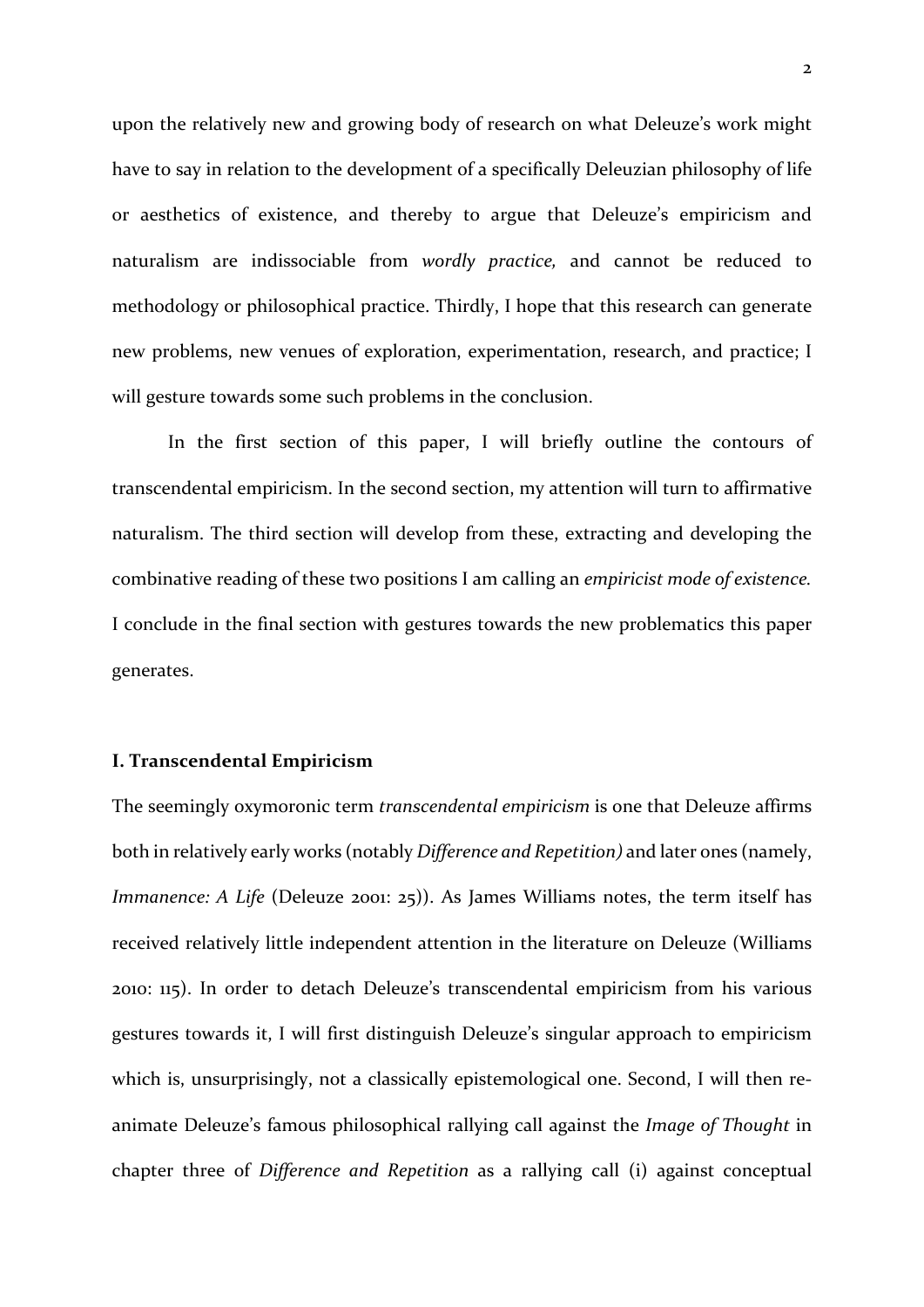upon the relatively new and growing body of research on what Deleuze's work might have to say in relation to the development of a specifically Deleuzian philosophy of life or aesthetics of existence, and thereby to argue that Deleuze's empiricism and naturalism are indissociable from *wordly practice,* and cannot be reduced to methodology or philosophical practice. Thirdly, I hope that this research can generate new problems, new venues of exploration, experimentation, research, and practice; I will gesture towards some such problems in the conclusion.

In the first section of this paper, I will briefly outline the contours of transcendental empiricism. In the second section, my attention will turn to affirmative naturalism. The third section will develop from these, extracting and developing the combinative reading of these two positions I am calling an *empiricist mode of existence.* I conclude in the final section with gestures towards the new problematics this paper generates.

## I. Transcendental Empiricism

The seemingly oxymoronic term *transcendental empiricism* is one that Deleuze affirms both in relatively early works (notably *Difference and Repetition)* and later ones (namely, *Immanence: A Life* (Deleuze 2001: 25)). As James Williams notes, the term itself has received relatively little independent attention in the literature on Deleuze (Williams 2010: 115). In order to detach Deleuze's transcendental empiricism from his various gestures towards it, I will first distinguish Deleuze's singular approach to empiricism which is, unsurprisingly, not a classically epistemological one. Second, I will then re-animate Deleuze's famous philosophical rallying call against the *Image of Thought* in chapter three of *Difference and Repetition* as a rallying call (i) against conceptual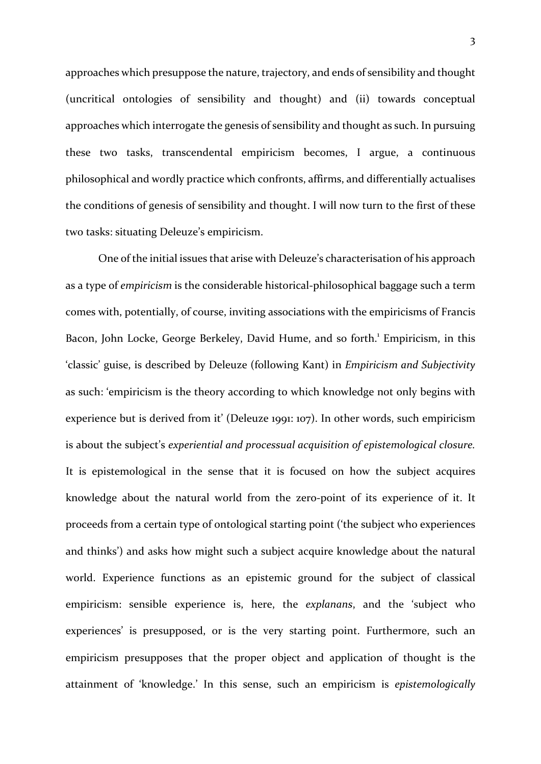approaches which presuppose the nature, trajectory, and ends of sensibility and thought (uncritical ontologies of sensibility and thought) and (ii) towards conceptual approaches which interrogate the genesis of sensibility and thought as such. In pursuing these two tasks, transcendental empiricism becomes, I argue, a continuous philosophical and wordly practice which confronts, affirms, and differentially actualises the conditions of genesis of sensibility and thought. I will now turn to the first of these two tasks: situating Deleuze's empiricism.

One of the initial issues that arise with Deleuze's characterisation of his approach as a type of *empiricism* is the considerable historical-philosophical baggage such a term comes with, potentially, of course, inviting associations with the empiricisms of Francis Bacon, John Locke, George Berkeley, David Hume, and so forth.[1] Empiricism, in this 'classic' guise, is described by Deleuze (following Kant) in *Empiricism and Subjectivity* as such: 'empiricism is the theory according to which knowledge not only begins with experience but is derived from it' (Deleuze 1991: 107). In other words, such empiricism is about the subject's *experiential and processual acquisition of epistemological closure.* It is epistemological in the sense that it is focused on how the subject acquires knowledge about the natural world from the zero-point of its experience of it. It proceeds from a certain type of ontological starting point ('the subject who experiences and thinks') and asks how might such a subject acquire knowledge about the natural world. Experience functions as an epistemic ground for the subject of classical empiricism: sensible experience is, here, the *explanans*, and the 'subject who experiences' is presupposed, or is the very starting point. Furthermore, such an empiricism presupposes that the proper object and application of thought is the attainment of 'knowledge.' In this sense, such an empiricism is *epistemologically*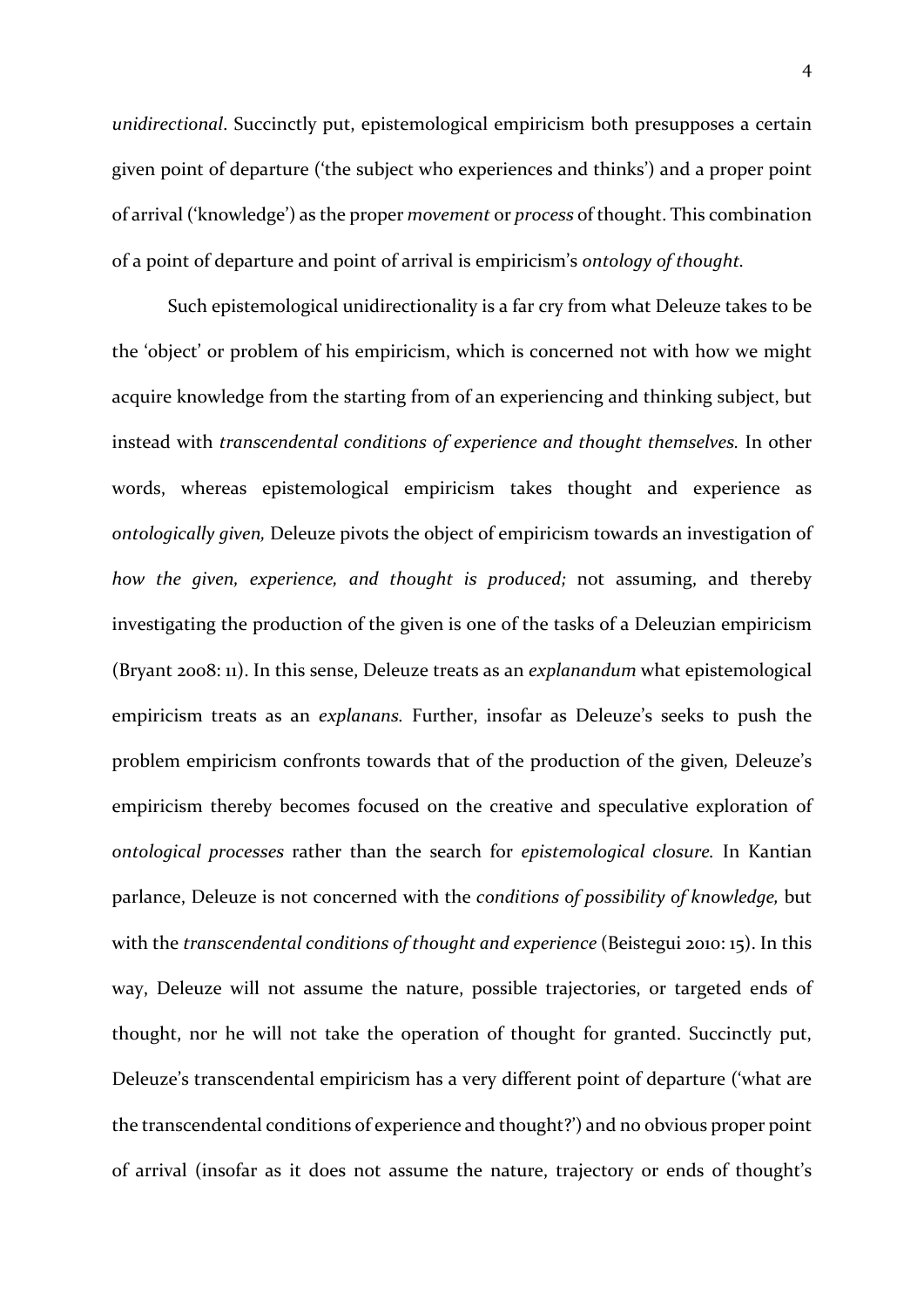*unidirectional*. Succinctly put, epistemological empiricism both presupposes a certain given point of departure ('the subject who experiences and thinks') and a proper point of arrival ('knowledge') as the proper *movement* or *process* of thought. This combination of a point of departure and point of arrival is empiricism's *ontology of thought.*

Such epistemological unidirectionality is a far cry from what Deleuze takes to be the 'object' or problem of his empiricism, which is concerned not with how we might acquire knowledge from the starting from of an experiencing and thinking subject, but instead with *transcendental conditions of experience and thought themselves.* In other words, whereas epistemological empiricism takes thought and experience as *ontologically given,* Deleuze pivots the object of empiricism towards an investigation of *how the given, experience, and thought is produced;* not assuming, and thereby investigating the production of the given is one of the tasks of a Deleuzian empiricism (Bryant 2008: 11). In this sense, Deleuze treats as an *explanandum* what epistemological empiricism treats as an *explanans.* Further, insofar as Deleuze's seeks to push the problem empiricism confronts towards that of the production of the given*,* Deleuze's empiricism thereby becomes focused on the creative and speculative exploration of *ontological processes* rather than the search for *epistemological closure.* In Kantian parlance, Deleuze is not concerned with the *conditions of possibility of knowledge,* but with the *transcendental conditions of thought and experience* (Beistegui 2010: 15). In this way, Deleuze will not assume the nature, possible trajectories, or targeted ends of thought, nor he will not take the operation of thought for granted. Succinctly put, Deleuze's transcendental empiricism has a very different point of departure ('what are the transcendental conditions of experience and thought?') and no obvious proper point of arrival (insofar as it does not assume the nature, trajectory or ends of thought's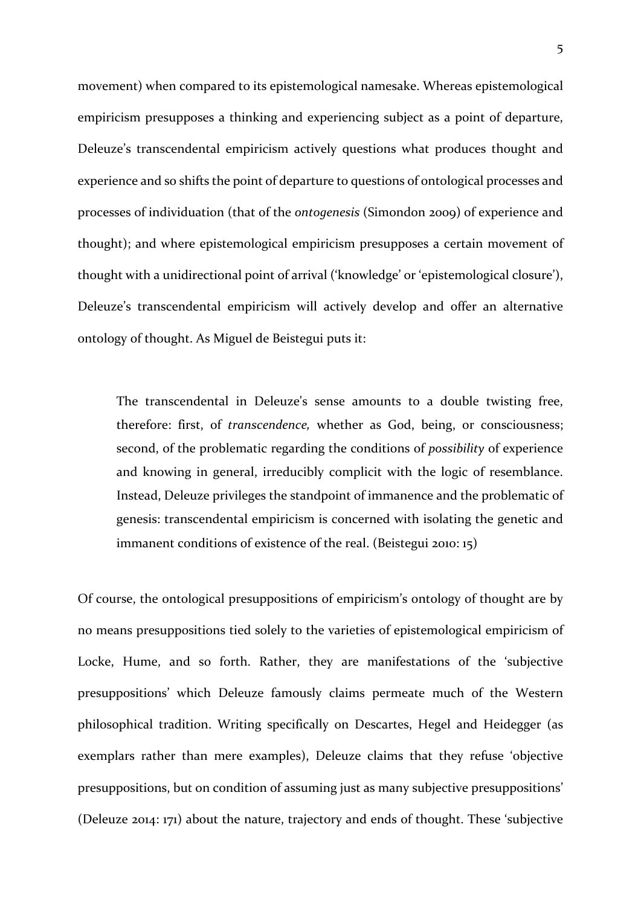movement) when compared to its epistemological namesake. Whereas epistemological empiricism presupposes a thinking and experiencing subject as a point of departure, Deleuze's transcendental empiricism actively questions what produces thought and experience and so shifts the point of departure to questions of ontological processes and processes of individuation (that of the *ontogenesis* (Simondon 2009) of experience and thought); and where epistemological empiricism presupposes a certain movement of thought with a unidirectional point of arrival ('knowledge' or 'epistemological closure'), Deleuze's transcendental empiricism will actively develop and offer an alternative ontology of thought. As Miguel de Beistegui puts it:

> The transcendental in Deleuze's sense amounts to a double twisting free, therefore: first, of *transcendence,* whether as God, being, or consciousness; second, of the problematic regarding the conditions of *possibility* of experience and knowing in general, irreducibly complicit with the logic of resemblance. Instead, Deleuze privileges the standpoint of immanence and the problematic of genesis: transcendental empiricism is concerned with isolating the genetic and immanent conditions of existence of the real. (Beistegui 2010: 15)

Of course, the ontological presuppositions of empiricism's ontology of thought are by no means presuppositions tied solely to the varieties of epistemological empiricism of Locke, Hume, and so forth. Rather, they are manifestations of the 'subjective presuppositions' which Deleuze famously claims permeate much of the Western philosophical tradition. Writing specifically on Descartes, Hegel and Heidegger (as exemplars rather than mere examples), Deleuze claims that they refuse 'objective presuppositions, but on condition of assuming just as many subjective presuppositions' (Deleuze 2014: 171) about the nature, trajectory and ends of thought. These 'subjective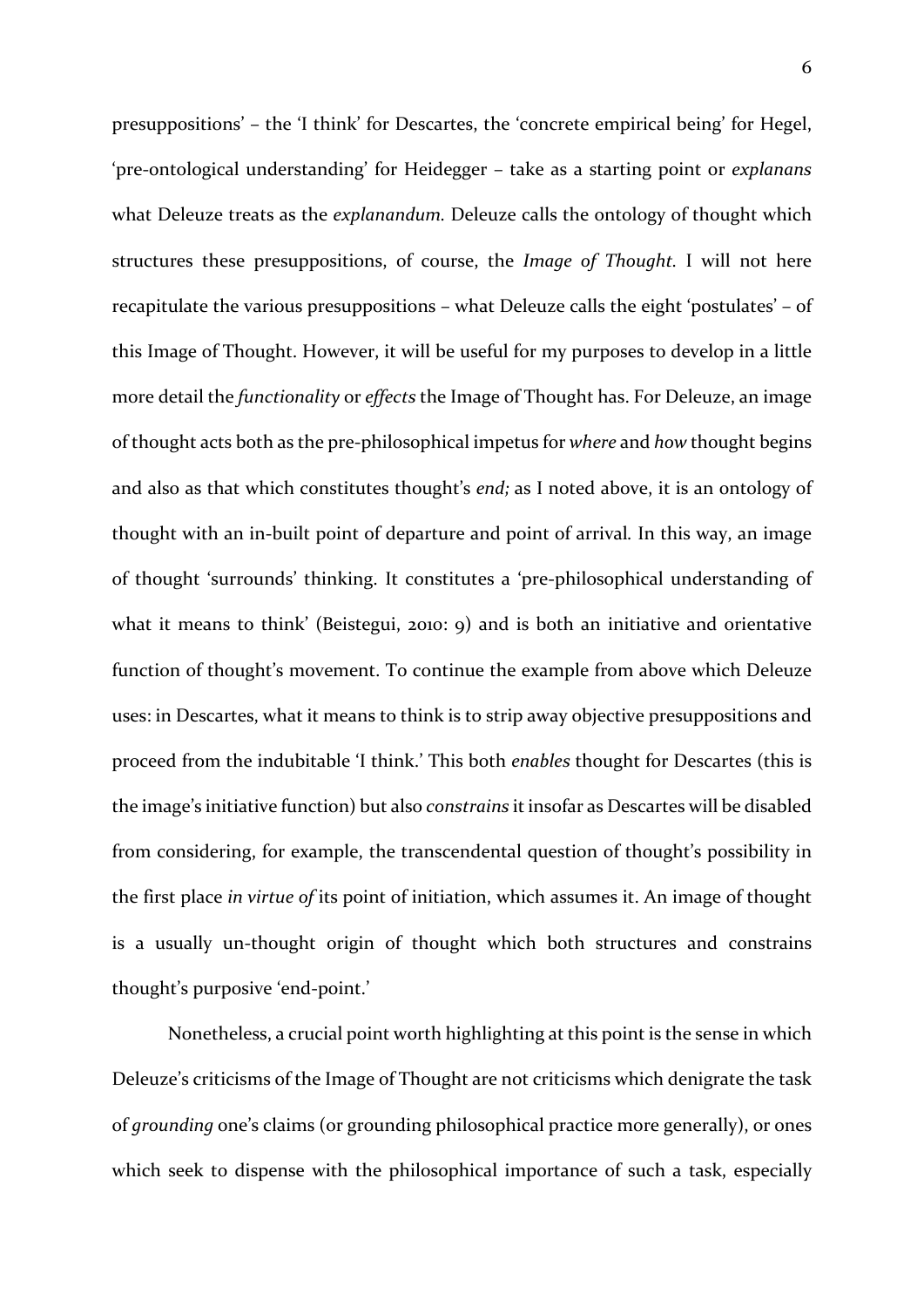presuppositions' – the 'I think' for Descartes, the 'concrete empirical being' for Hegel, 'pre-ontological understanding' for Heidegger – take as a starting point or *explanans* what Deleuze treats as the *explanandum.* Deleuze calls the ontology of thought which structures these presuppositions, of course, the *Image of Thought.* I will not here recapitulate the various presuppositions – what Deleuze calls the eight 'postulates' – of this Image of Thought. However, it will be useful for my purposes to develop in a little more detail the *functionality* or *effects* the Image of Thought has. For Deleuze, an image of thought acts both as the pre-philosophical impetus for *where* and *how* thought begins and also as that which constitutes thought's *end;* as I noted above, it is an ontology of thought with an in-built point of departure and point of arrival*.* In this way, an image of thought 'surrounds' thinking. It constitutes a 'pre-philosophical understanding of what it means to think' (Beistegui, 2010: 9) and is both an initiative and orientative function of thought's movement. To continue the example from above which Deleuze uses: in Descartes, what it means to think is to strip away objective presuppositions and proceed from the indubitable 'I think.' This both *enables* thought for Descartes (this is the image's initiative function) but also *constrains* it insofar as Descartes will be disabled from considering, for example, the transcendental question of thought's possibility in the first place *in virtue of* its point of initiation, which assumes it. An image of thought is a usually un-thought origin of thought which both structures and constrains thought's purposive 'end-point.'

Nonetheless, a crucial point worth highlighting at this point is the sense in which Deleuze's criticisms of the Image of Thought are not criticisms which denigrate the task of *grounding* one's claims (or grounding philosophical practice more generally), or ones which seek to dispense with the philosophical importance of such a task, especially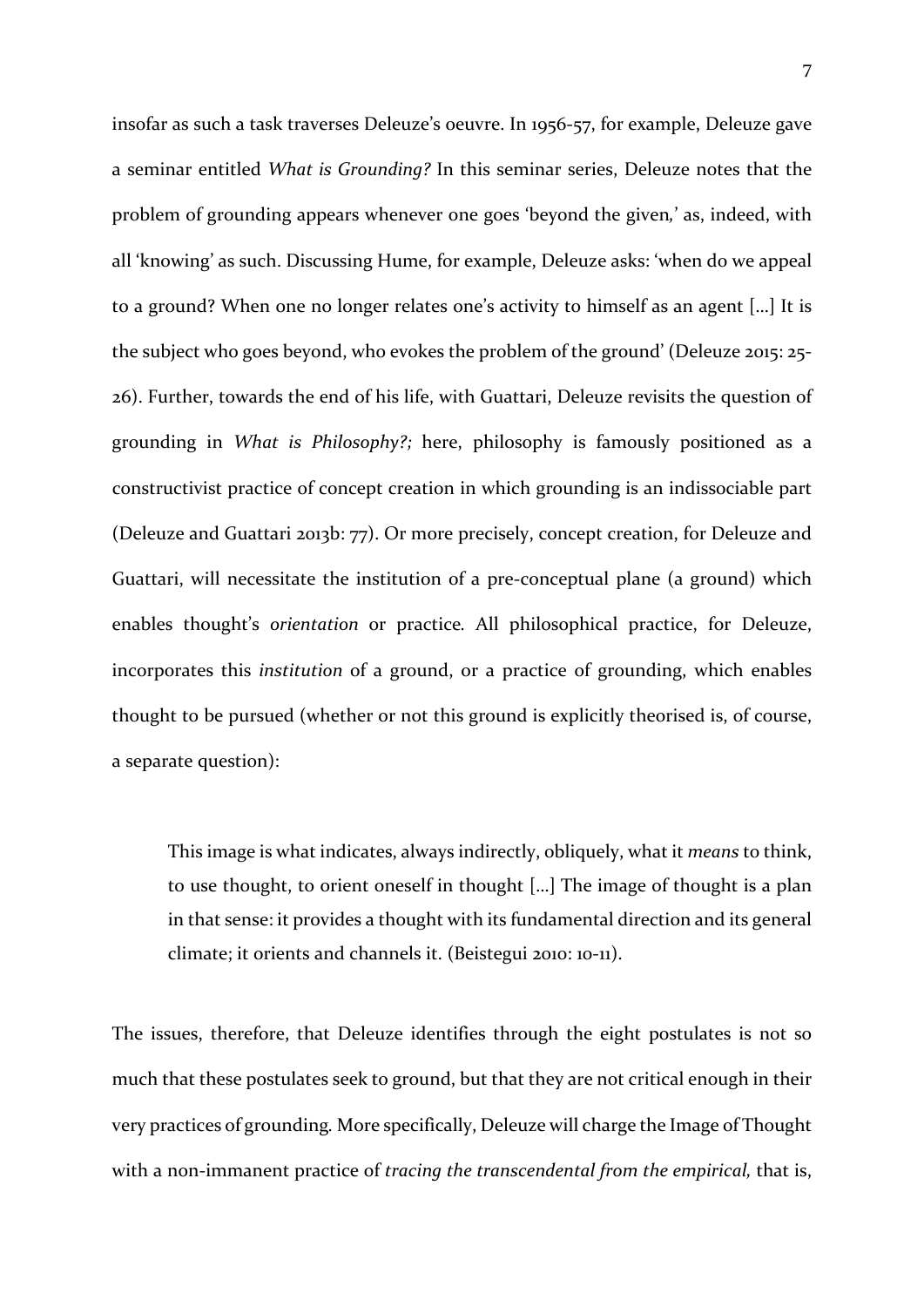insofar as such a task traverses Deleuze's oeuvre. In 1956-57, for example, Deleuze gave a seminar entitled *What is Grounding?* In this seminar series, Deleuze notes that the problem of grounding appears whenever one goes 'beyond the given,' as, indeed, with all 'knowing' as such. Discussing Hume, for example, Deleuze asks: 'when do we appeal to a ground? When one no longer relates one's activity to himself as an agent [...] It is the subject who goes beyond, who evokes the problem of the ground' (Deleuze 2015: 25-26). Further, towards the end of his life, with Guattari, Deleuze revisits the question of grounding in *What is Philosophy?;* here, philosophy is famously positioned as a constructivist practice of concept creation in which grounding is an indissociable part (Deleuze and Guattari 2013b: 77). Or more precisely, concept creation, for Deleuze and Guattari, will necessitate the institution of a pre-conceptual plane (a ground) which enables thought's *orientation* or practice. All philosophical practice, for Deleuze, incorporates this *institution* of a ground, or a practice of grounding, which enables thought to be pursued (whether or not this ground is explicitly theorised is, of course, a separate question):

> This image is what indicates, always indirectly, obliquely, what it *means* to think, to use thought, to orient oneself in thought [...] The image of thought is a plan in that sense: it provides a thought with its fundamental direction and its general climate; it orients and channels it. (Beistegui 2010: 10-11).

The issues, therefore, that Deleuze identifies through the eight postulates is not so much that these postulates seek to ground, but that they are not critical enough in their very practices of grounding. More specifically, Deleuze will charge the Image of Thought with a non-immanent practice of *tracing the transcendental from the empirical,* that is,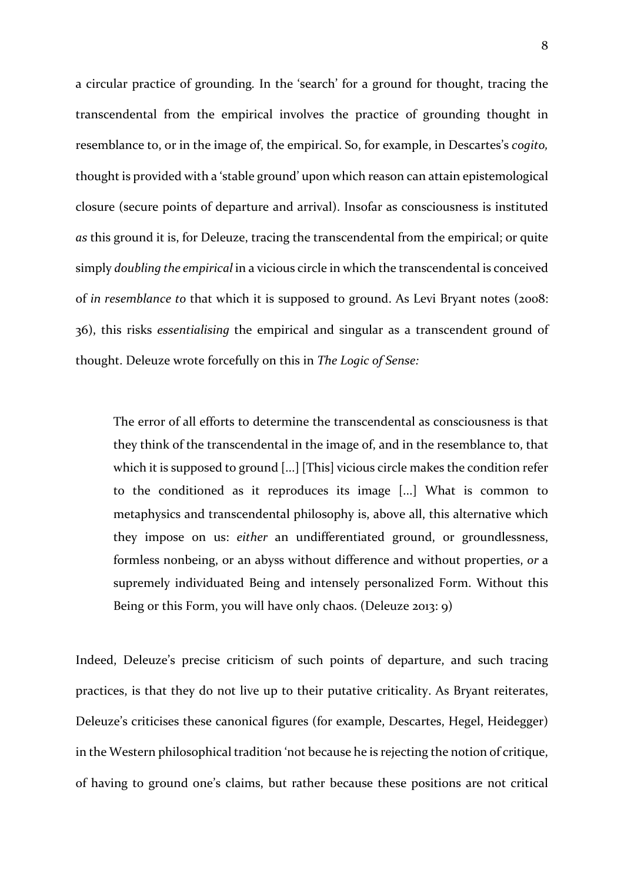a circular practice of grounding. In the 'search' for a ground for thought, tracing the transcendental from the empirical involves the practice of grounding thought in resemblance to, or in the image of, the empirical. So, for example, in Descartes's *cogito,* thought is provided with a 'stable ground' upon which reason can attain epistemological closure (secure points of departure and arrival). Insofar as consciousness is instituted *as* this ground it is, for Deleuze, tracing the transcendental from the empirical; or quite simply *doubling the empirical* in a vicious circle in which the transcendental is conceived of *in resemblance to* that which it is supposed to ground. As Levi Bryant notes (2008: 36), this risks *essentialising* the empirical and singular as a transcendent ground of thought. Deleuze wrote forcefully on this in *The Logic of Sense:*

> The error of all efforts to determine the transcendental as consciousness is that they think of the transcendental in the image of, and in the resemblance to, that which it is supposed to ground [...] [This] vicious circle makes the condition refer to the conditioned as it reproduces its image [...] What is common to metaphysics and transcendental philosophy is, above all, this alternative which they impose on us: *either* an undifferentiated ground, or groundlessness, formless nonbeing, or an abyss without difference and without properties, *or* a supremely individuated Being and intensely personalized Form. Without this Being or this Form, you will have only chaos. (Deleuze 2013: 9)

Indeed, Deleuze's precise criticism of such points of departure, and such tracing practices, is that they do not live up to their putative criticality. As Bryant reiterates, Deleuze's criticises these canonical figures (for example, Descartes, Hegel, Heidegger) in the Western philosophical tradition 'not because he is rejecting the notion of critique, of having to ground one's claims, but rather because these positions are not critical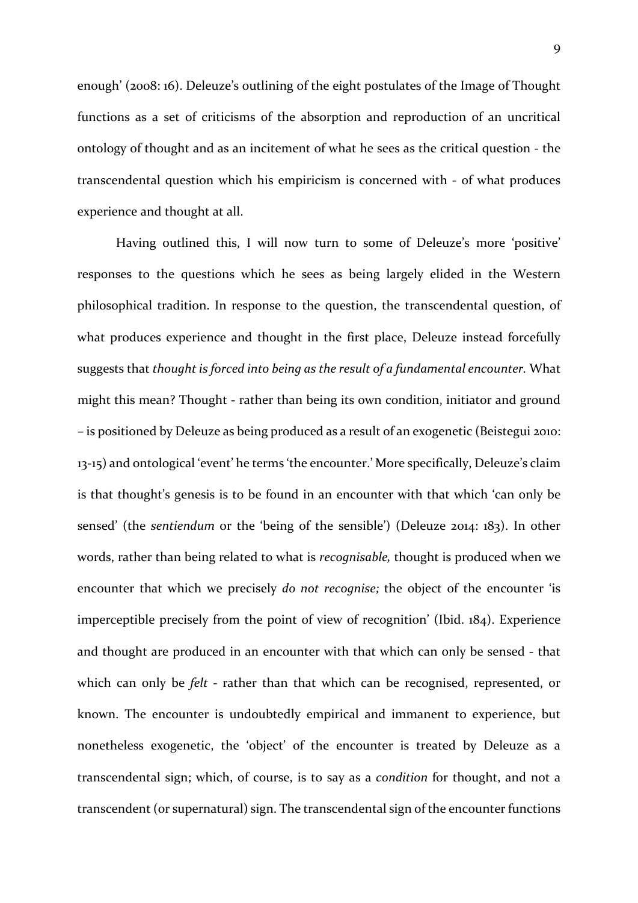enough' (2008: 16). Deleuze's outlining of the eight postulates of the Image of Thought functions as a set of criticisms of the absorption and reproduction of an uncritical ontology of thought and as an incitement of what he sees as the critical question - the transcendental question which his empiricism is concerned with - of what produces experience and thought at all.

Having outlined this, I will now turn to some of Deleuze's more 'positive' responses to the questions which he sees as being largely elided in the Western philosophical tradition. In response to the question, the transcendental question, of what produces experience and thought in the first place, Deleuze instead forcefully suggests that *thought is forced into being as the result of a fundamental encounter.* What might this mean? Thought - rather than being its own condition, initiator and ground – is positioned by Deleuze as being produced as a result of an exogenetic (Beistegui 2010: 13-15) and ontological 'event' he terms 'the encounter.' More specifically, Deleuze's claim is that thought's genesis is to be found in an encounter with that which 'can only be sensed' (the *sentiendum* or the 'being of the sensible') (Deleuze 2014: 183). In other words, rather than being related to what is *recognisable,* thought is produced when we encounter that which we precisely *do not recognise;* the object of the encounter 'is imperceptible precisely from the point of view of recognition' (Ibid. 184). Experience and thought are produced in an encounter with that which can only be sensed - that which can only be *felt* - rather than that which can be recognised, represented, or known. The encounter is undoubtedly empirical and immanent to experience, but nonetheless exogenetic, the 'object' of the encounter is treated by Deleuze as a transcendental sign; which, of course, is to say as a *condition* for thought, and not a transcendent (or supernatural) sign. The transcendental sign of the encounter functions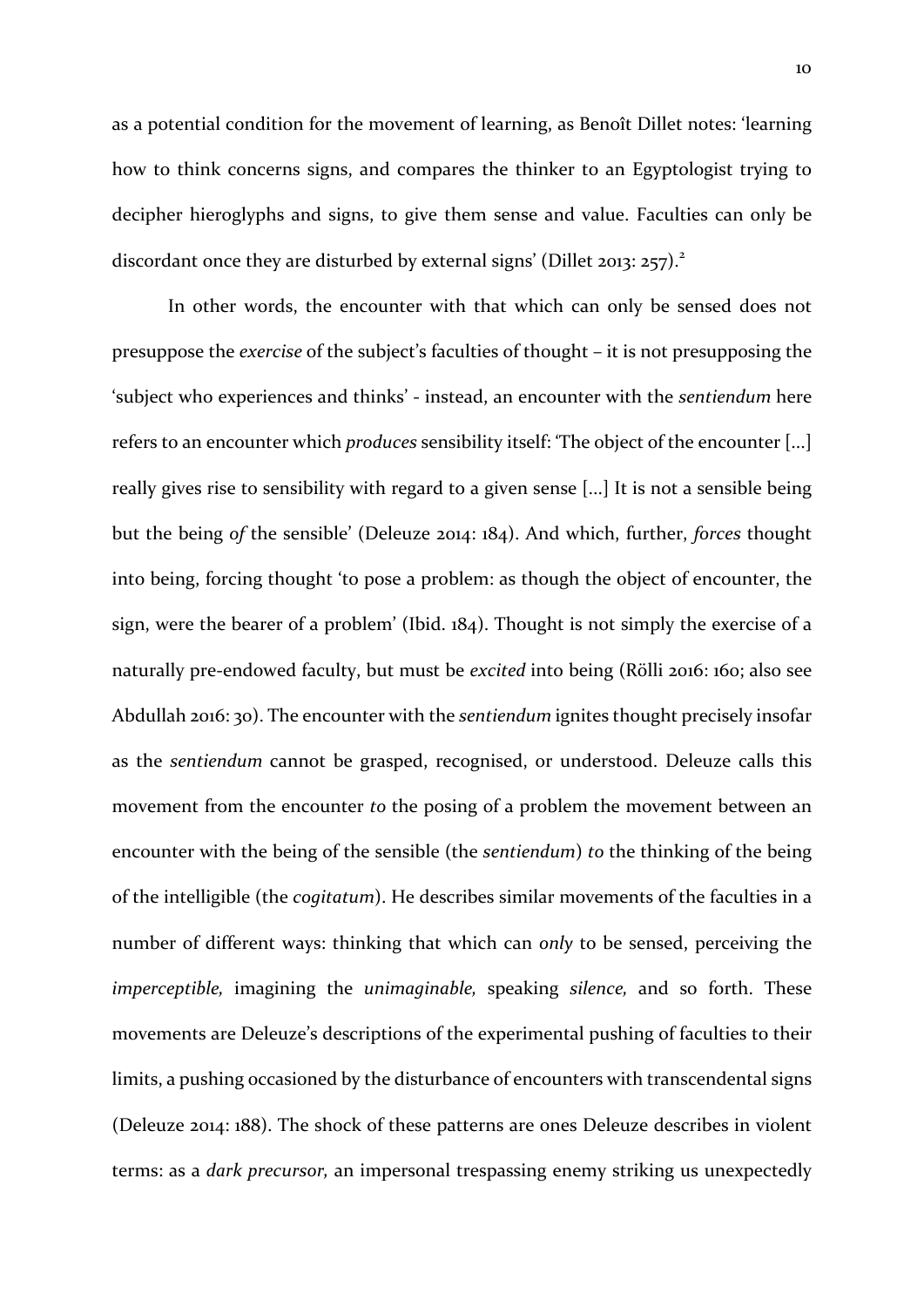as a potential condition for the movement of learning, as Benoît Dillet notes: 'learning how to think concerns signs, and compares the thinker to an Egyptologist trying to decipher hieroglyphs and signs, to give them sense and value. Faculties can only be discordant once they are disturbed by external signs' (Dillet 2013: 257).[2]

In other words, the encounter with that which can only be sensed does not presuppose the *exercise* of the subject's faculties of thought – it is not presupposing the 'subject who experiences and thinks' - instead, an encounter with the *sentiendum* here refers to an encounter which *produces* sensibility itself: 'The object of the encounter [...] really gives rise to sensibility with regard to a given sense [...] It is not a sensible being but the being *of* the sensible' (Deleuze 2014: 184). And which, further, *forces* thought into being, forcing thought 'to pose a problem: as though the object of encounter, the sign, were the bearer of a problem' (Ibid. 184). Thought is not simply the exercise of a naturally pre-endowed faculty, but must be *excited* into being (Rölli 2016: 160; also see Abdullah 2016: 30). The encounter with the *sentiendum* ignites thought precisely insofar as the *sentiendum* cannot be grasped, recognised, or understood. Deleuze calls this movement from the encounter *to* the posing of a problem the movement between an encounter with the being of the sensible (the *sentiendum*) *to* the thinking of the being of the intelligible (the *cogitatum*). He describes similar movements of the faculties in a number of different ways: thinking that which can *only* to be sensed, perceiving the *imperceptible,* imagining the *unimaginable,* speaking *silence,* and so forth. These movements are Deleuze's descriptions of the experimental pushing of faculties to their limits, a pushing occasioned by the disturbance of encounters with transcendental signs (Deleuze 2014: 188). The shock of these patterns are ones Deleuze describes in violent terms: as a *dark precursor,* an impersonal trespassing enemy striking us unexpectedly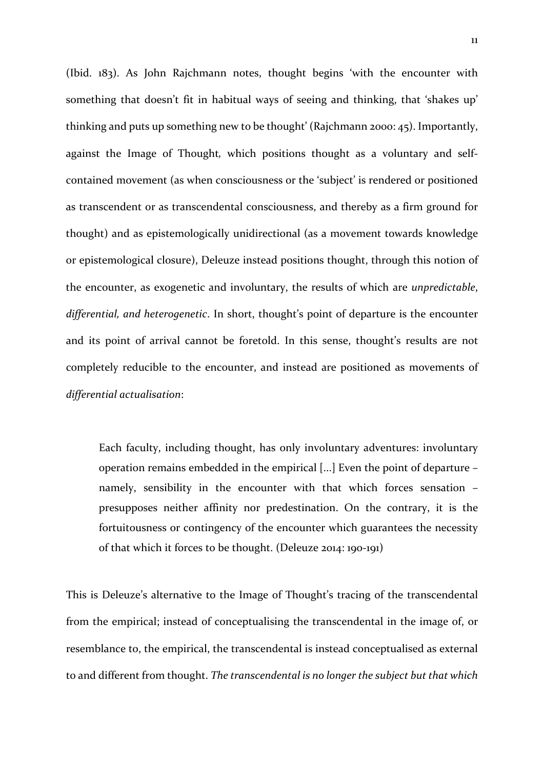(Ibid. 183). As John Rajchmann notes, thought begins 'with the encounter with something that doesn't fit in habitual ways of seeing and thinking, that 'shakes up' thinking and puts up something new to be thought' (Rajchmann 2000: 45). Importantly, against the Image of Thought*,* which positions thought as a voluntary and self-contained movement (as when consciousness or the 'subject' is rendered or positioned as transcendent or as transcendental consciousness, and thereby as a firm ground for thought) and as epistemologically unidirectional (as a movement towards knowledge or epistemological closure), Deleuze instead positions thought, through this notion of the encounter, as exogenetic and involuntary, the results of which are *unpredictable*, *differential, and heterogenetic*. In short, thought's point of departure is the encounter and its point of arrival cannot be foretold. In this sense, thought's results are not completely reducible to the encounter, and instead are positioned as movements of *differential actualisation*:

> Each faculty, including thought, has only involuntary adventures: involuntary operation remains embedded in the empirical [...] Even the point of departure – namely, sensibility in the encounter with that which forces sensation – presupposes neither affinity nor predestination. On the contrary, it is the fortuitousness or contingency of the encounter which guarantees the necessity of that which it forces to be thought. (Deleuze 2014: 190-191)

This is Deleuze's alternative to the Image of Thought's tracing of the transcendental from the empirical; instead of conceptualising the transcendental in the image of, or resemblance to, the empirical, the transcendental is instead conceptualised as external to and different from thought. *The transcendental is no longer the subject but that which*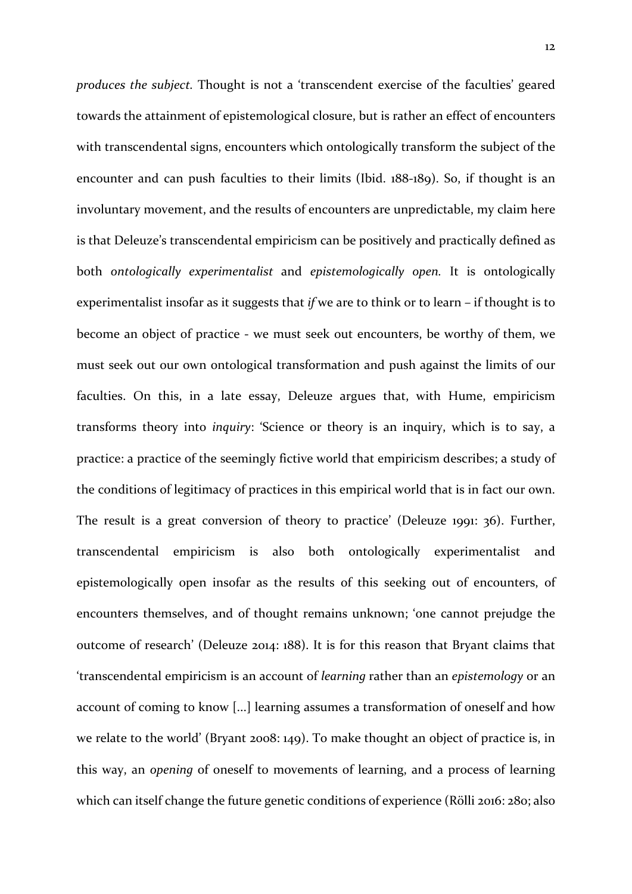*produces the subject.* Thought is not a 'transcendent exercise of the faculties' geared towards the attainment of epistemological closure, but is rather an effect of encounters with transcendental signs, encounters which ontologically transform the subject of the encounter and can push faculties to their limits (Ibid. 188-189). So, if thought is an involuntary movement, and the results of encounters are unpredictable, my claim here is that Deleuze's transcendental empiricism can be positively and practically defined as both *ontologically experimentalist* and *epistemologically open.* It is ontologically experimentalist insofar as it suggests that *if* we are to think or to learn – if thought is to become an object of practice - we must seek out encounters, be worthy of them, we must seek out our own ontological transformation and push against the limits of our faculties. On this, in a late essay, Deleuze argues that, with Hume, empiricism transforms theory into *inquiry*: 'Science or theory is an inquiry, which is to say, a practice: a practice of the seemingly fictive world that empiricism describes; a study of the conditions of legitimacy of practices in this empirical world that is in fact our own. The result is a great conversion of theory to practice' (Deleuze 1991: 36). Further, transcendental empiricism is also both ontologically experimentalist and epistemologically open insofar as the results of this seeking out of encounters, of encounters themselves, and of thought remains unknown; 'one cannot prejudge the outcome of research' (Deleuze 2014: 188). It is for this reason that Bryant claims that 'transcendental empiricism is an account of *learning* rather than an *epistemology* or an account of coming to know [...] learning assumes a transformation of oneself and how we relate to the world' (Bryant 2008: 149). To make thought an object of practice is, in this way, an *opening* of oneself to movements of learning, and a process of learning which can itself change the future genetic conditions of experience (Rölli 2016: 280; also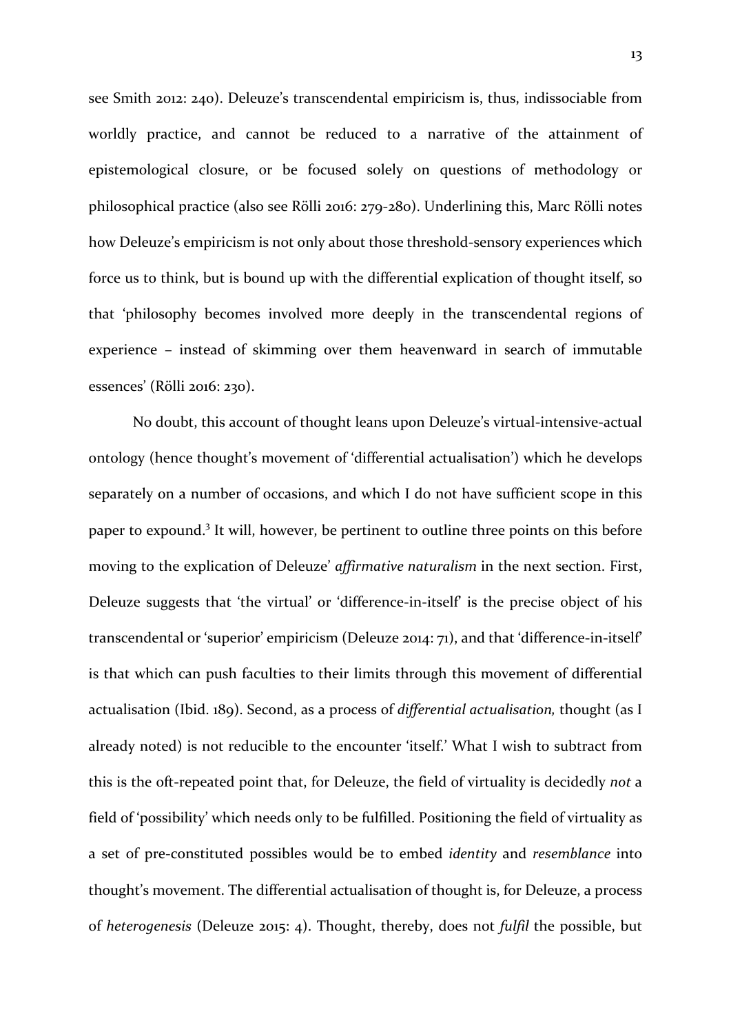see Smith 2012: 240). Deleuze's transcendental empiricism is, thus, indissociable from worldly practice, and cannot be reduced to a narrative of the attainment of epistemological closure, or be focused solely on questions of methodology or philosophical practice (also see Rölli 2016: 279-280). Underlining this, Marc Rölli notes how Deleuze's empiricism is not only about those threshold-sensory experiences which force us to think, but is bound up with the differential explication of thought itself, so that 'philosophy becomes involved more deeply in the transcendental regions of experience – instead of skimming over them heavenward in search of immutable essences' (Rölli 2016: 230).

No doubt, this account of thought leans upon Deleuze's virtual-intensive-actual ontology (hence thought's movement of 'differential actualisation') which he develops separately on a number of occasions, and which I do not have sufficient scope in this paper to expound.[3] It will, however, be pertinent to outline three points on this before moving to the explication of Deleuze' *affirmative naturalism* in the next section. First, Deleuze suggests that 'the virtual' or 'difference-in-itself' is the precise object of his transcendental or 'superior' empiricism (Deleuze 2014: 71), and that 'difference-in-itself' is that which can push faculties to their limits through this movement of differential actualisation (Ibid. 189). Second, as a process of *differential actualisation,* thought (as I already noted) is not reducible to the encounter 'itself.' What I wish to subtract from this is the oft-repeated point that, for Deleuze, the field of virtuality is decidedly *not* a field of 'possibility' which needs only to be fulfilled. Positioning the field of virtuality as a set of pre-constituted possibles would be to embed *identity* and *resemblance* into thought's movement. The differential actualisation of thought is, for Deleuze, a process of *heterogenesis* (Deleuze 2015: 4). Thought, thereby, does not *fulfil* the possible, but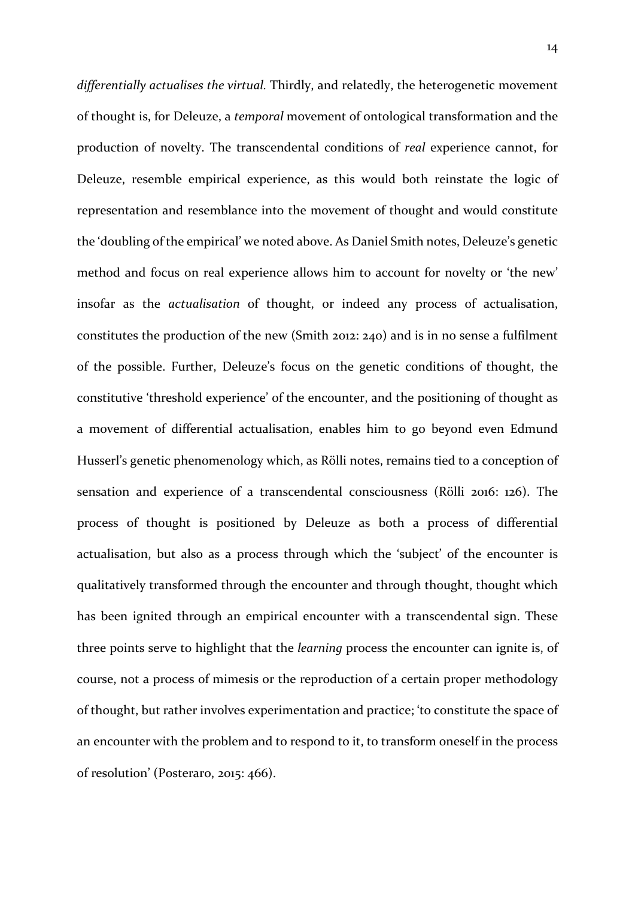*differentially actualises the virtual.* Thirdly, and relatedly, the heterogenetic movement of thought is, for Deleuze, a *temporal* movement of ontological transformation and the production of novelty. The transcendental conditions of *real* experience cannot, for Deleuze, resemble empirical experience, as this would both reinstate the logic of representation and resemblance into the movement of thought and would constitute the 'doubling of the empirical' we noted above. As Daniel Smith notes, Deleuze's genetic method and focus on real experience allows him to account for novelty or 'the new' insofar as the *actualisation* of thought, or indeed any process of actualisation, constitutes the production of the new (Smith 2012: 240) and is in no sense a fulfilment of the possible. Further, Deleuze's focus on the genetic conditions of thought, the constitutive 'threshold experience' of the encounter, and the positioning of thought as a movement of differential actualisation, enables him to go beyond even Edmund Husserl's genetic phenomenology which, as Rölli notes, remains tied to a conception of sensation and experience of a transcendental consciousness (Rölli 2016: 126). The process of thought is positioned by Deleuze as both a process of differential actualisation, but also as a process through which the 'subject' of the encounter is qualitatively transformed through the encounter and through thought, thought which has been ignited through an empirical encounter with a transcendental sign. These three points serve to highlight that the *learning* process the encounter can ignite is, of course, not a process of mimesis or the reproduction of a certain proper methodology of thought, but rather involves experimentation and practice; 'to constitute the space of an encounter with the problem and to respond to it, to transform oneself in the process of resolution' (Posteraro, 2015: 466).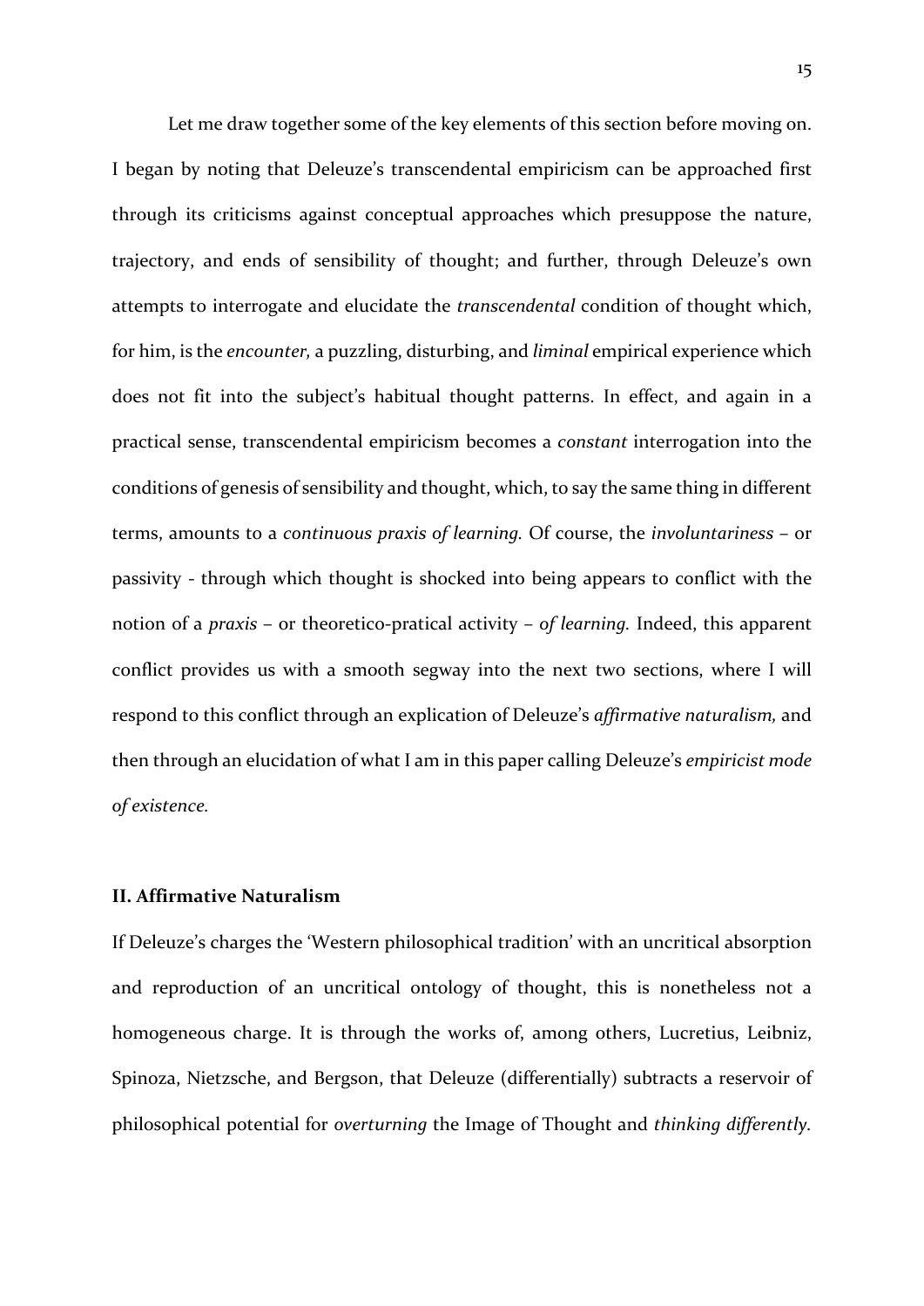Let me draw together some of the key elements of this section before moving on. I began by noting that Deleuze's transcendental empiricism can be approached first through its criticisms against conceptual approaches which presuppose the nature, trajectory, and ends of sensibility of thought; and further, through Deleuze's own attempts to interrogate and elucidate the *transcendental* condition of thought which, for him, is the *encounter,* a puzzling, disturbing, and *liminal* empirical experience which does not fit into the subject's habitual thought patterns. In effect, and again in a practical sense, transcendental empiricism becomes a *constant* interrogation into the conditions of genesis of sensibility and thought, which, to say the same thing in different terms, amounts to a *continuous praxis of learning.* Of course, the *involuntariness* – or passivity - through which thought is shocked into being appears to conflict with the notion of a *praxis* – or theoretico-pratical activity – *of learning.* Indeed, this apparent conflict provides us with a smooth segway into the next two sections, where I will respond to this conflict through an explication of Deleuze's *affirmative naturalism,* and then through an elucidation of what I am in this paper calling Deleuze's *empiricist mode of existence.*

## II. Affirmative Naturalism

If Deleuze's charges the 'Western philosophical tradition' with an uncritical absorption and reproduction of an uncritical ontology of thought, this is nonetheless not a homogeneous charge. It is through the works of, among others, Lucretius, Leibniz, Spinoza, Nietzsche, and Bergson, that Deleuze (differentially) subtracts a reservoir of philosophical potential for *overturning* the Image of Thought and *thinking differently.*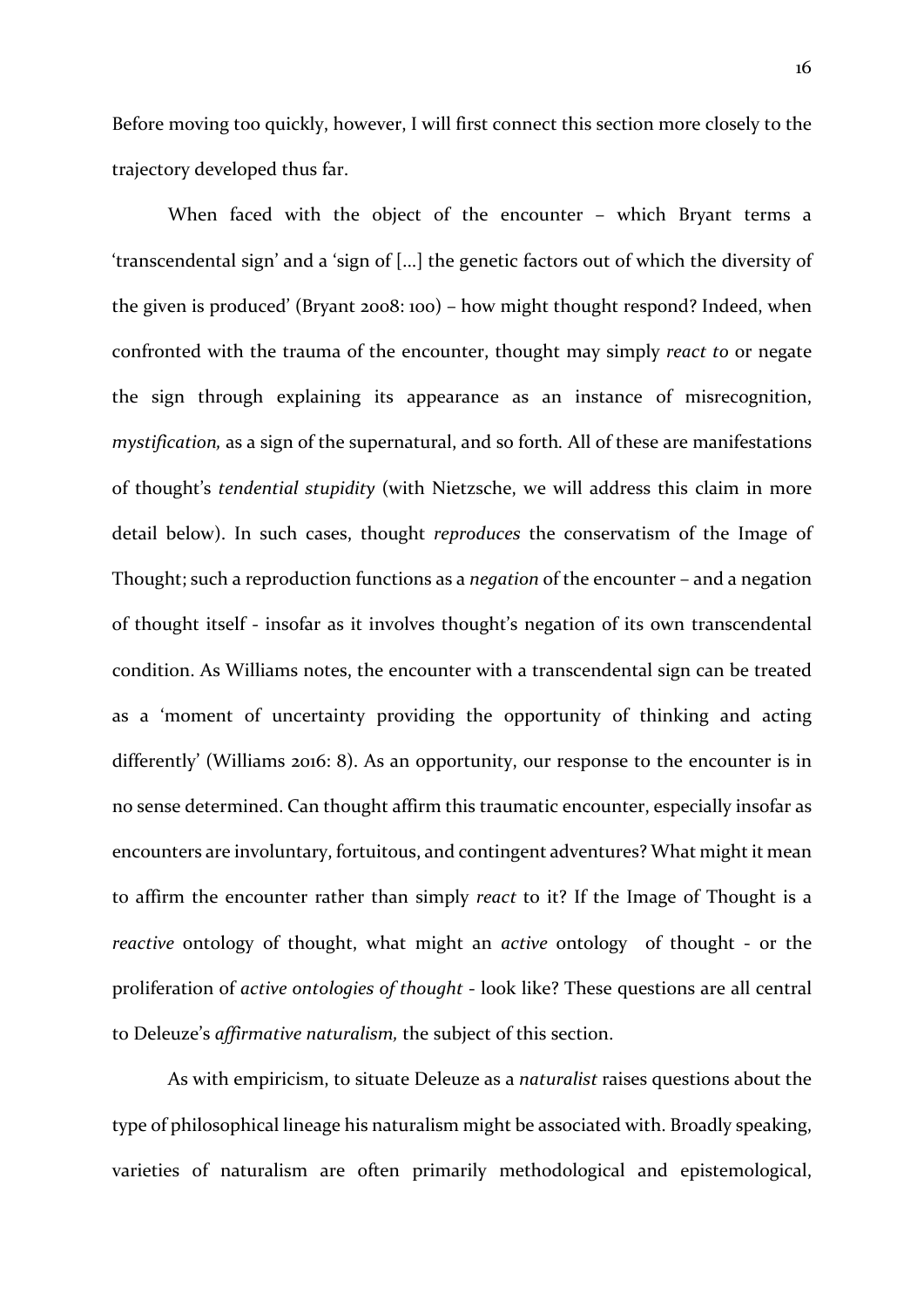Before moving too quickly, however, I will first connect this section more closely to the trajectory developed thus far.

When faced with the object of the encounter – which Bryant terms a 'transcendental sign' and a 'sign of [...] the genetic factors out of which the diversity of the given is produced' (Bryant 2008: 100) – how might thought respond? Indeed, when confronted with the trauma of the encounter, thought may simply *react to* or negate the sign through explaining its appearance as an instance of misrecognition, *mystification,* as a sign of the supernatural, and so forth. All of these are manifestations of thought's *tendential stupidity* (with Nietzsche, we will address this claim in more detail below). In such cases, thought *reproduces* the conservatism of the Image of Thought; such a reproduction functions as a *negation* of the encounter – and a negation of thought itself - insofar as it involves thought's negation of its own transcendental condition. As Williams notes, the encounter with a transcendental sign can be treated as a 'moment of uncertainty providing the opportunity of thinking and acting differently' (Williams 2016: 8). As an opportunity, our response to the encounter is in no sense determined. Can thought affirm this traumatic encounter, especially insofar as encounters are involuntary, fortuitous, and contingent adventures? What might it mean to affirm the encounter rather than simply *react* to it? If the Image of Thought is a *reactive* ontology of thought, what might an *active* ontology of thought - or the proliferation of *active ontologies of thought* - look like? These questions are all central to Deleuze's *affirmative naturalism,* the subject of this section.

As with empiricism, to situate Deleuze as a *naturalist* raises questions about the type of philosophical lineage his naturalism might be associated with. Broadly speaking, varieties of naturalism are often primarily methodological and epistemological,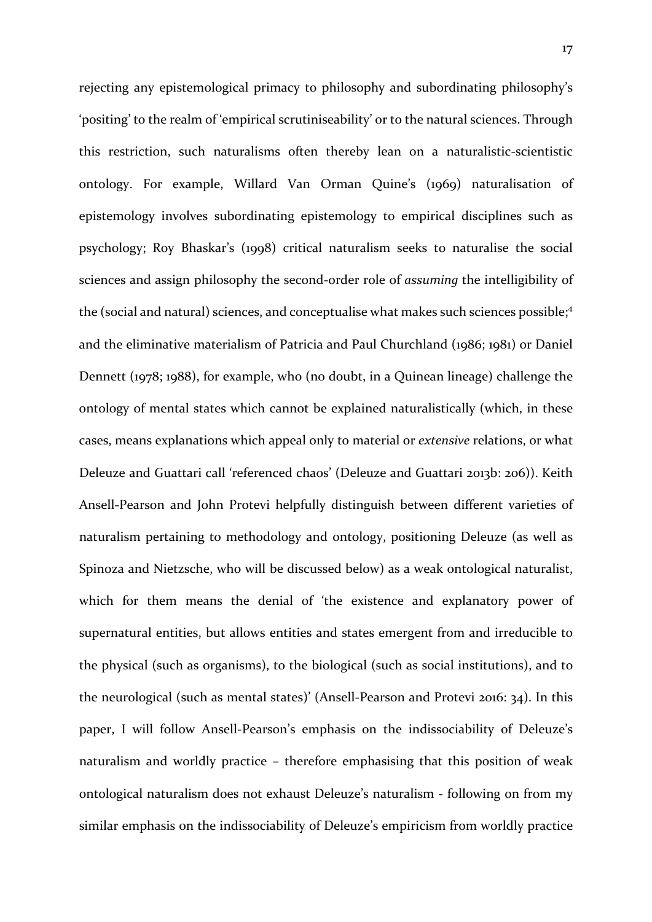rejecting any epistemological primacy to philosophy and subordinating philosophy's 'positing' to the realm of 'empirical scrutiniseability' or to the natural sciences. Through this restriction, such naturalisms often thereby lean on a naturalistic-scientistic ontology. For example, Willard Van Orman Quine's (1969) naturalisation of epistemology involves subordinating epistemology to empirical disciplines such as psychology; Roy Bhaskar's (1998) critical naturalism seeks to naturalise the social sciences and assign philosophy the second-order role of *assuming* the intelligibility of the (social and natural) sciences, and conceptualise what makes such sciences possible;[4] and the eliminative materialism of Patricia and Paul Churchland (1986; 1981) or Daniel Dennett (1978; 1988), for example, who (no doubt, in a Quinean lineage) challenge the ontology of mental states which cannot be explained naturalistically (which, in these cases, means explanations which appeal only to material or *extensive* relations, or what Deleuze and Guattari call 'referenced chaos' (Deleuze and Guattari 2013b: 206)). Keith Ansell-Pearson and John Protevi helpfully distinguish between different varieties of naturalism pertaining to methodology and ontology, positioning Deleuze (as well as Spinoza and Nietzsche, who will be discussed below) as a weak ontological naturalist, which for them means the denial of 'the existence and explanatory power of supernatural entities, but allows entities and states emergent from and irreducible to the physical (such as organisms), to the biological (such as social institutions), and to the neurological (such as mental states)' (Ansell-Pearson and Protevi 2016: 34). In this paper, I will follow Ansell-Pearson's emphasis on the indissociability of Deleuze's naturalism and worldly practice – therefore emphasising that this position of weak ontological naturalism does not exhaust Deleuze's naturalism - following on from my similar emphasis on the indissociability of Deleuze's empiricism from worldly practice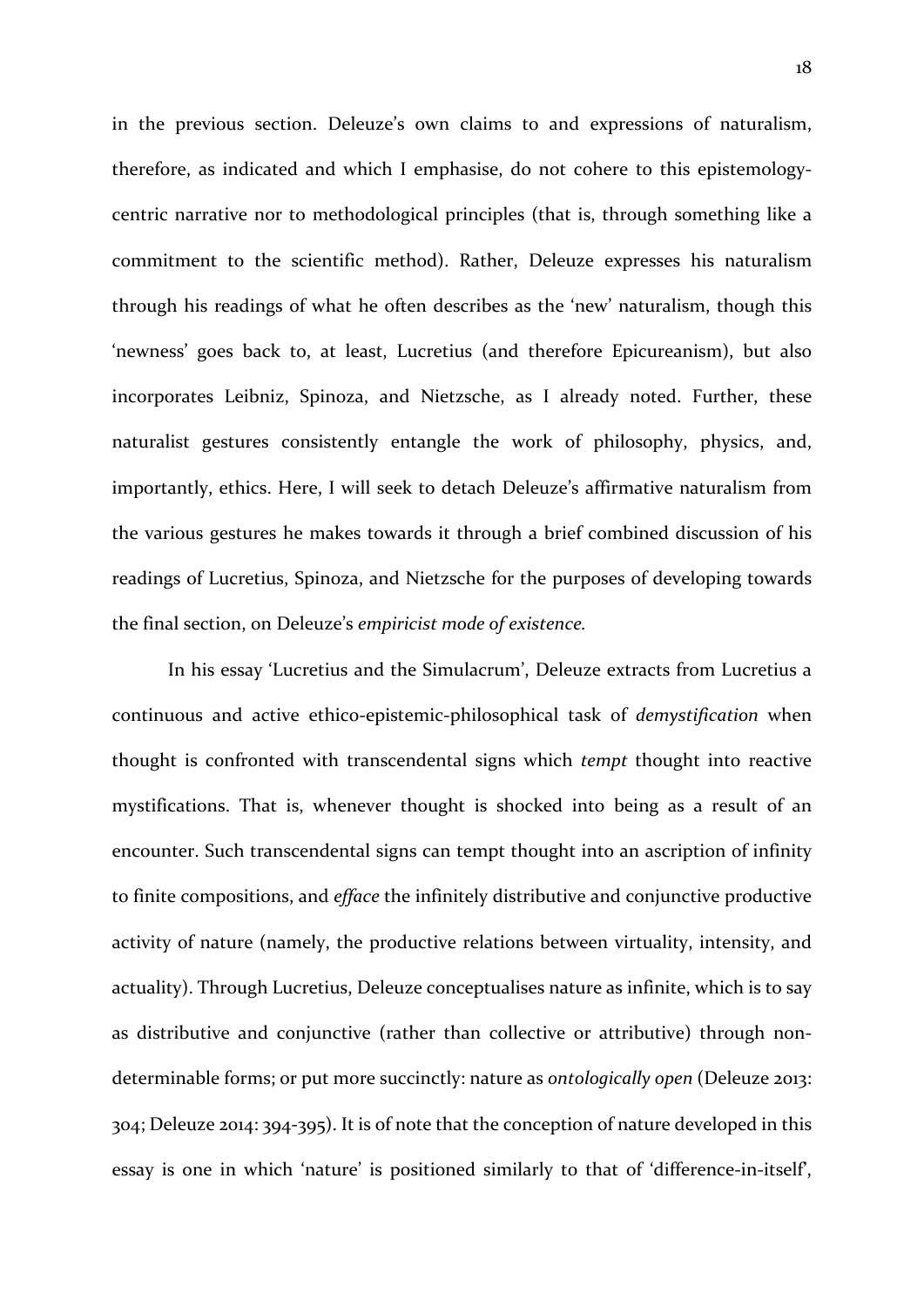in the previous section. Deleuze's own claims to and expressions of naturalism, therefore, as indicated and which I emphasise, do not cohere to this epistemology-centric narrative nor to methodological principles (that is, through something like a commitment to the scientific method). Rather, Deleuze expresses his naturalism through his readings of what he often describes as the 'new' naturalism, though this 'newness' goes back to, at least, Lucretius (and therefore Epicureanism), but also incorporates Leibniz, Spinoza, and Nietzsche, as I already noted. Further, these naturalist gestures consistently entangle the work of philosophy, physics, and, importantly, ethics. Here, I will seek to detach Deleuze's affirmative naturalism from the various gestures he makes towards it through a brief combined discussion of his readings of Lucretius, Spinoza, and Nietzsche for the purposes of developing towards the final section, on Deleuze's *empiricist mode of existence.*

In his essay 'Lucretius and the Simulacrum', Deleuze extracts from Lucretius a continuous and active ethico-epistemic-philosophical task of *demystification* when thought is confronted with transcendental signs which *tempt* thought into reactive mystifications. That is, whenever thought is shocked into being as a result of an encounter. Such transcendental signs can tempt thought into an ascription of infinity to finite compositions, and *efface* the infinitely distributive and conjunctive productive activity of nature (namely, the productive relations between virtuality, intensity, and actuality). Through Lucretius, Deleuze conceptualises nature as infinite, which is to say as distributive and conjunctive (rather than collective or attributive) through non-determinable forms; or put more succinctly: nature as *ontologically open* (Deleuze 2013: 304; Deleuze 2014: 394-395). It is of note that the conception of nature developed in this essay is one in which 'nature' is positioned similarly to that of 'difference-in-itself',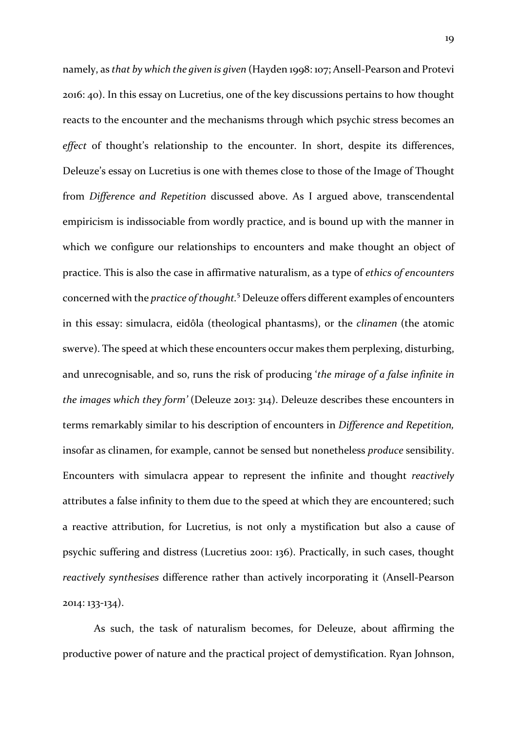namely, as *that by which the given is given* (Hayden 1998: 107; Ansell-Pearson and Protevi 2016: 40). In this essay on Lucretius, one of the key discussions pertains to how thought reacts to the encounter and the mechanisms through which psychic stress becomes an *effect* of thought's relationship to the encounter. In short, despite its differences, Deleuze's essay on Lucretius is one with themes close to those of the Image of Thought from *Difference and Repetition* discussed above. As I argued above, transcendental empiricism is indissociable from wordly practice, and is bound up with the manner in which we configure our relationships to encounters and make thought an object of practice. This is also the case in affirmative naturalism, as a type of *ethics of encounters* concerned with the *practice of thought.*[5] Deleuze offers different examples of encounters in this essay: simulacra, eidôla (theological phantasms), or the *clinamen* (the atomic swerve). The speed at which these encounters occur makes them perplexing, disturbing, and unrecognisable, and so, runs the risk of producing '*the mirage of a false infinite in the images which they form'* (Deleuze 2013: 314). Deleuze describes these encounters in terms remarkably similar to his description of encounters in *Difference and Repetition,* insofar as clinamen, for example, cannot be sensed but nonetheless *produce* sensibility. Encounters with simulacra appear to represent the infinite and thought *reactively* attributes a false infinity to them due to the speed at which they are encountered; such a reactive attribution, for Lucretius, is not only a mystification but also a cause of psychic suffering and distress (Lucretius 2001: 136). Practically, in such cases, thought *reactively synthesises* difference rather than actively incorporating it (Ansell-Pearson 2014: 133-134).

As such, the task of naturalism becomes, for Deleuze, about affirming the productive power of nature and the practical project of demystification. Ryan Johnson,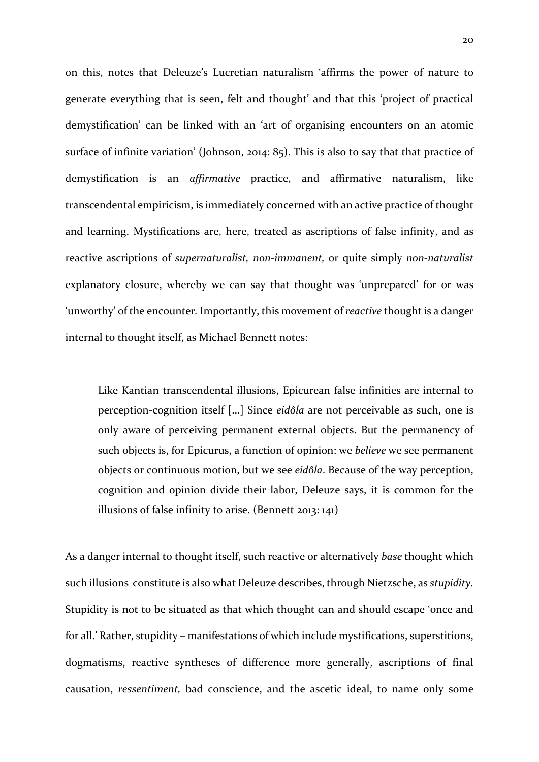on this, notes that Deleuze's Lucretian naturalism 'affirms the power of nature to generate everything that is seen, felt and thought' and that this 'project of practical demystification' can be linked with an 'art of organising encounters on an atomic surface of infinite variation' (Johnson, 2014: 85). This is also to say that that practice of demystification is an *affirmative* practice, and affirmative naturalism, like transcendental empiricism, is immediately concerned with an active practice of thought and learning. Mystifications are, here, treated as ascriptions of false infinity, and as reactive ascriptions of *supernaturalist, non-immanent,* or quite simply *non-naturalist* explanatory closure, whereby we can say that thought was 'unprepared' for or was 'unworthy' of the encounter. Importantly, this movement of *reactive* thought is a danger internal to thought itself, as Michael Bennett notes:

> Like Kantian transcendental illusions, Epicurean false infinities are internal to perception-cognition itself [...] Since *eidôla* are not perceivable as such, one is only aware of perceiving permanent external objects. But the permanency of such objects is, for Epicurus, a function of opinion: we *believe* we see permanent objects or continuous motion, but we see *eidôla*. Because of the way perception, cognition and opinion divide their labor, Deleuze says, it is common for the illusions of false infinity to arise. (Bennett 2013: 141)

As a danger internal to thought itself, such reactive or alternatively *base* thought which such illusions constitute is also what Deleuze describes, through Nietzsche, as *stupidity*. Stupidity is not to be situated as that which thought can and should escape 'once and for all.' Rather, stupidity – manifestations of which include mystifications, superstitions, dogmatisms, reactive syntheses of difference more generally, ascriptions of final causation, *ressentiment,* bad conscience, and the ascetic ideal, to name only some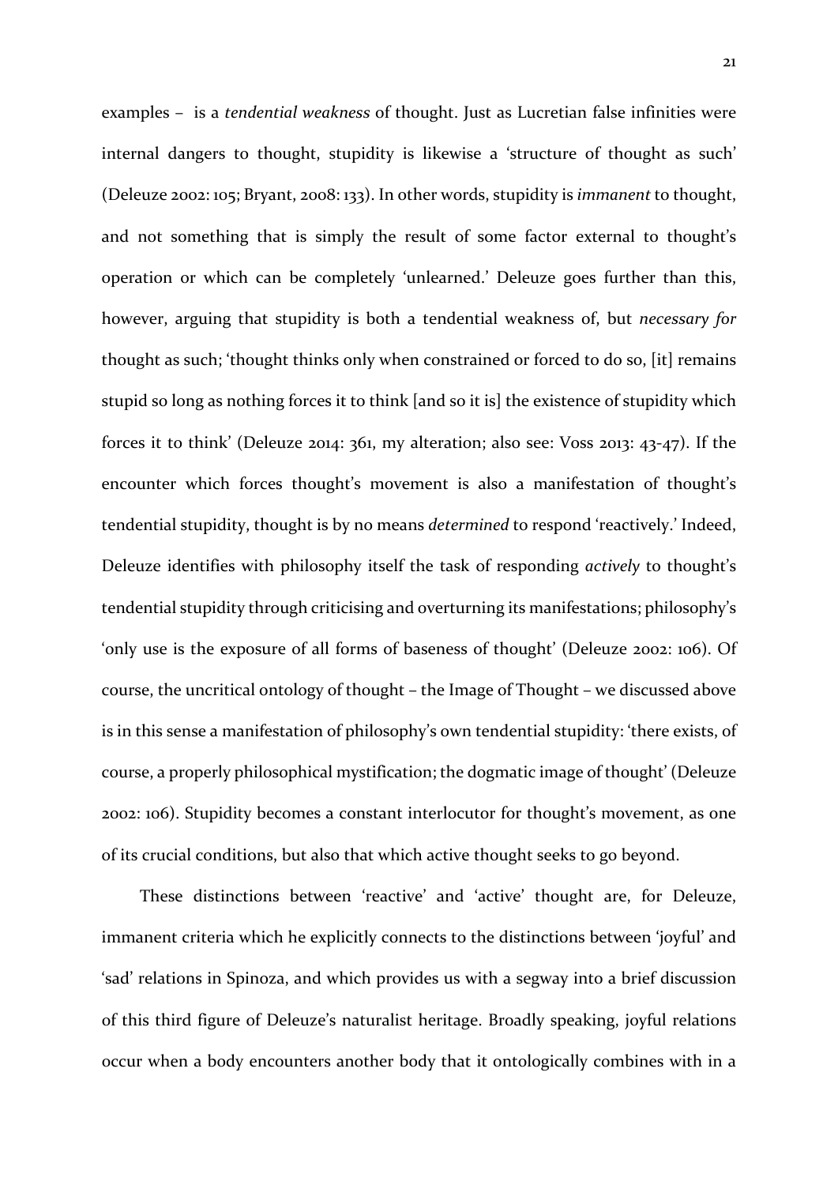examples – is a *tendential weakness* of thought. Just as Lucretian false infinities were internal dangers to thought, stupidity is likewise a 'structure of thought as such' (Deleuze 2002: 105; Bryant, 2008: 133). In other words, stupidity is *immanent* to thought, and not something that is simply the result of some factor external to thought's operation or which can be completely 'unlearned.' Deleuze goes further than this, however, arguing that stupidity is both a tendential weakness of, but *necessary for* thought as such; 'thought thinks only when constrained or forced to do so, [it] remains stupid so long as nothing forces it to think [and so it is] the existence of stupidity which forces it to think' (Deleuze 2014: 361, my alteration; also see: Voss 2013: 43-47). If the encounter which forces thought's movement is also a manifestation of thought's tendential stupidity, thought is by no means *determined* to respond 'reactively.' Indeed, Deleuze identifies with philosophy itself the task of responding *actively* to thought's tendential stupidity through criticising and overturning its manifestations; philosophy's 'only use is the exposure of all forms of baseness of thought' (Deleuze 2002: 106). Of course, the uncritical ontology of thought – the Image of Thought – we discussed above is in this sense a manifestation of philosophy's own tendential stupidity: 'there exists, of course, a properly philosophical mystification; the dogmatic image of thought' (Deleuze 2002: 106). Stupidity becomes a constant interlocutor for thought's movement, as one of its crucial conditions, but also that which active thought seeks to go beyond.

These distinctions between 'reactive' and 'active' thought are, for Deleuze, immanent criteria which he explicitly connects to the distinctions between 'joyful' and 'sad' relations in Spinoza, and which provides us with a segway into a brief discussion of this third figure of Deleuze's naturalist heritage. Broadly speaking, joyful relations occur when a body encounters another body that it ontologically combines with in a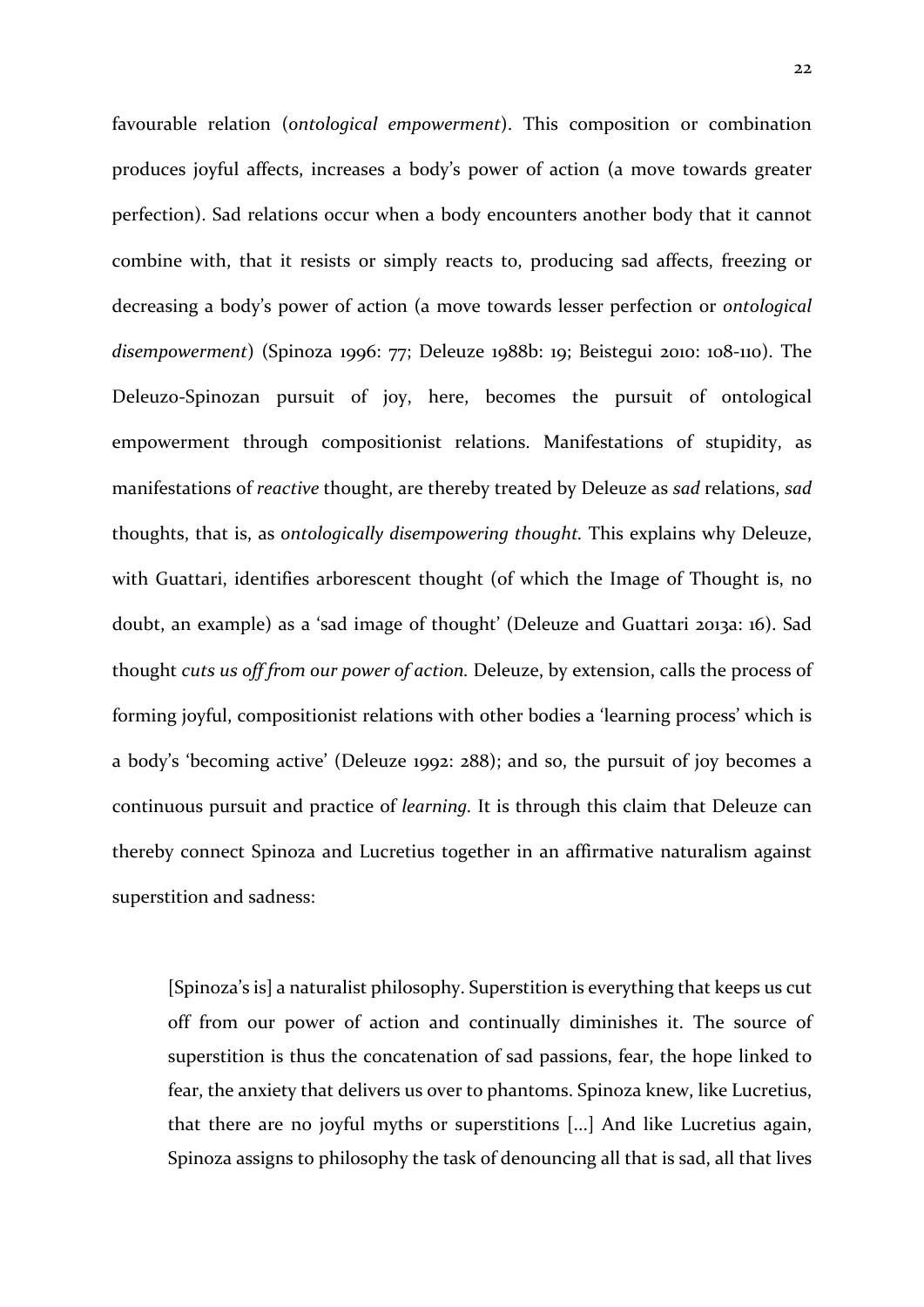favourable relation (*ontological empowerment*). This composition or combination produces joyful affects, increases a body's power of action (a move towards greater perfection). Sad relations occur when a body encounters another body that it cannot combine with, that it resists or simply reacts to, producing sad affects, freezing or decreasing a body's power of action (a move towards lesser perfection or *ontological disempowerment*) (Spinoza 1996: 77; Deleuze 1988b: 19; Beistegui 2010: 108-110). The Deleuzo-Spinozan pursuit of joy, here, becomes the pursuit of ontological empowerment through compositionist relations. Manifestations of stupidity, as manifestations of *reactive* thought, are thereby treated by Deleuze as *sad* relations, *sad* thoughts, that is, as *ontologically disempowering thought*. This explains why Deleuze, with Guattari, identifies arborescent thought (of which the Image of Thought is, no doubt, an example) as a 'sad image of thought' (Deleuze and Guattari 2013a: 16). Sad thought *cuts us off from our power of action*. Deleuze, by extension, calls the process of forming joyful, compositionist relations with other bodies a 'learning process' which is a body's 'becoming active' (Deleuze 1992: 288); and so, the pursuit of joy becomes a continuous pursuit and practice of *learning*. It is through this claim that Deleuze can thereby connect Spinoza and Lucretius together in an affirmative naturalism against superstition and sadness:

> [Spinoza's is] a naturalist philosophy. Superstition is everything that keeps us cut off from our power of action and continually diminishes it. The source of superstition is thus the concatenation of sad passions, fear, the hope linked to fear, the anxiety that delivers us over to phantoms. Spinoza knew, like Lucretius, that there are no joyful myths or superstitions [...] And like Lucretius again, Spinoza assigns to philosophy the task of denouncing all that is sad, all that lives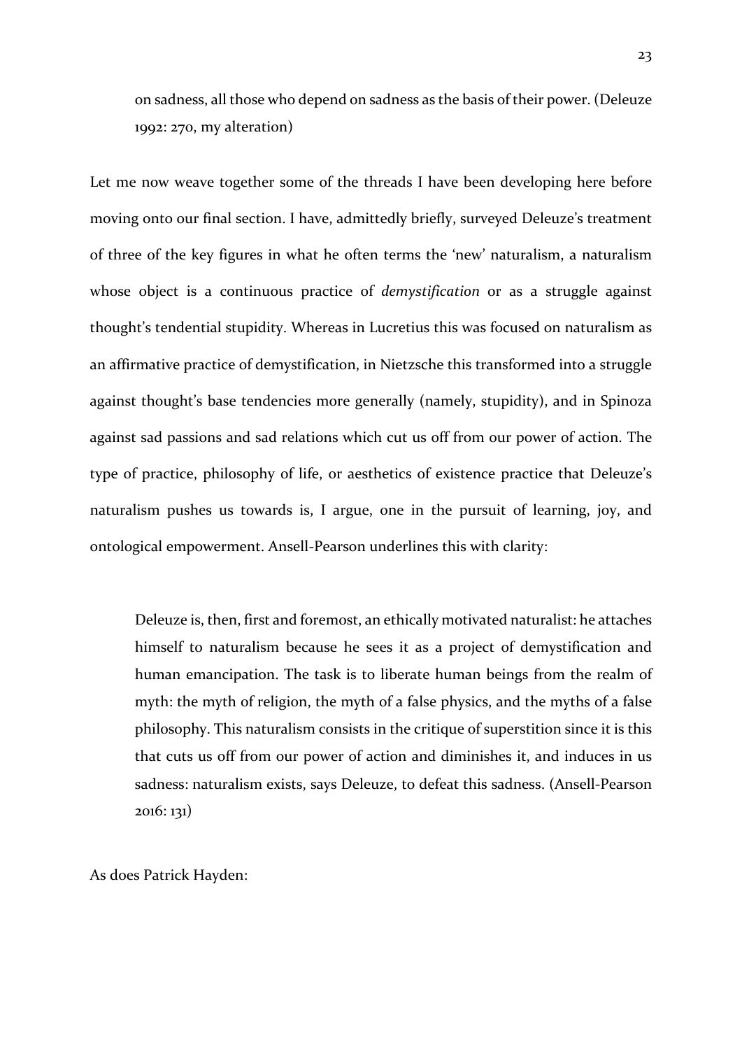> on sadness, all those who depend on sadness as the basis of their power. (Deleuze 1992: 270, my alteration)

Let me now weave together some of the threads I have been developing here before moving onto our final section. I have, admittedly briefly, surveyed Deleuze's treatment of three of the key figures in what he often terms the 'new' naturalism, a naturalism whose object is a continuous practice of *demystification* or as a struggle against thought's tendential stupidity. Whereas in Lucretius this was focused on naturalism as an affirmative practice of demystification, in Nietzsche this transformed into a struggle against thought's base tendencies more generally (namely, stupidity), and in Spinoza against sad passions and sad relations which cut us off from our power of action. The type of practice, philosophy of life, or aesthetics of existence practice that Deleuze's naturalism pushes us towards is, I argue, one in the pursuit of learning, joy, and ontological empowerment. Ansell-Pearson underlines this with clarity:

> Deleuze is, then, first and foremost, an ethically motivated naturalist: he attaches himself to naturalism because he sees it as a project of demystification and human emancipation. The task is to liberate human beings from the realm of myth: the myth of religion, the myth of a false physics, and the myths of a false philosophy. This naturalism consists in the critique of superstition since it is this that cuts us off from our power of action and diminishes it, and induces in us sadness: naturalism exists, says Deleuze, to defeat this sadness. (Ansell-Pearson 2016: 131)

As does Patrick Hayden: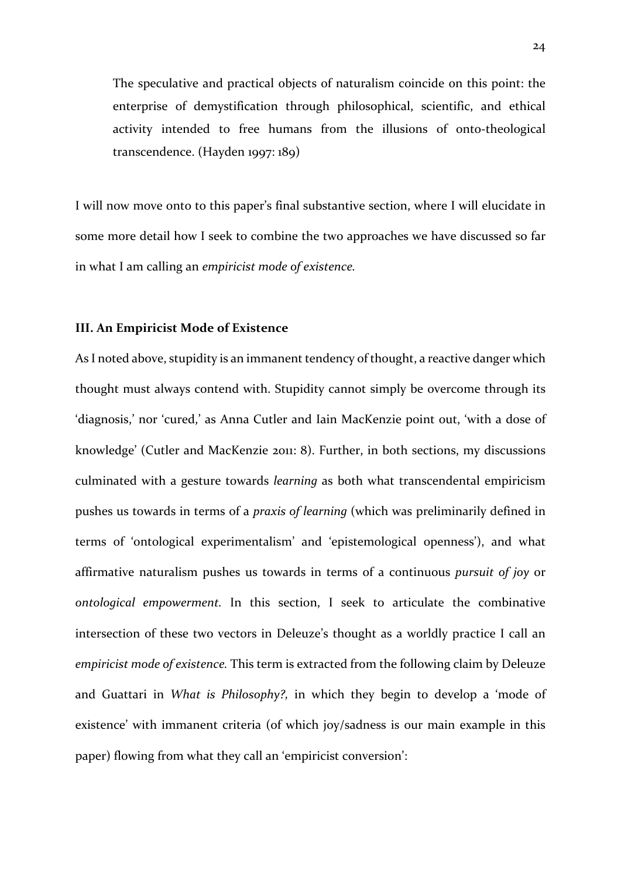> The speculative and practical objects of naturalism coincide on this point: the enterprise of demystification through philosophical, scientific, and ethical activity intended to free humans from the illusions of onto-theological transcendence. (Hayden 1997: 189)

I will now move onto to this paper's final substantive section, where I will elucidate in some more detail how I seek to combine the two approaches we have discussed so far in what I am calling an *empiricist mode of existence.*

### III. An Empiricist Mode of Existence

As I noted above, stupidity is an immanent tendency of thought, a reactive danger which thought must always contend with. Stupidity cannot simply be overcome through its 'diagnosis,' nor 'cured,' as Anna Cutler and Iain MacKenzie point out, 'with a dose of knowledge' (Cutler and MacKenzie 2011: 8). Further, in both sections, my discussions culminated with a gesture towards *learning* as both what transcendental empiricism pushes us towards in terms of a *praxis of learning* (which was preliminarily defined in terms of 'ontological experimentalism' and 'epistemological openness'), and what affirmative naturalism pushes us towards in terms of a continuous *pursuit of joy* or *ontological empowerment.* In this section, I seek to articulate the combinative intersection of these two vectors in Deleuze's thought as a worldly practice I call an *empiricist mode of existence.* This term is extracted from the following claim by Deleuze and Guattari in *What is Philosophy?,* in which they begin to develop a 'mode of existence' with immanent criteria (of which joy/sadness is our main example in this paper) flowing from what they call an 'empiricist conversion':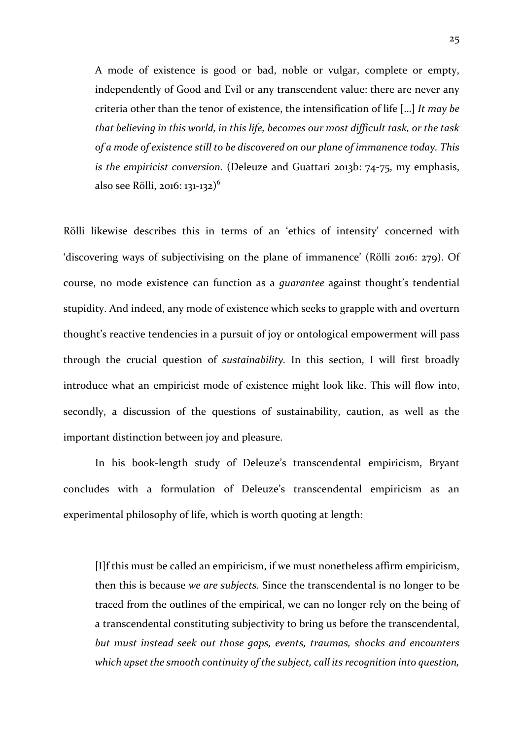> A mode of existence is good or bad, noble or vulgar, complete or empty, independently of Good and Evil or any transcendent value: there are never any criteria other than the tenor of existence, the intensification of life […] *It may be that believing in this world, in this life, becomes our most difficult task, or the task of a mode of existence still to be discovered on our plane of immanence today. This is the empiricist conversion.* (Deleuze and Guattari 2013b: 74-75, my emphasis, also see Rölli, 2016: 131-132)[6]

Rölli likewise describes this in terms of an 'ethics of intensity' concerned with 'discovering ways of subjectivising on the plane of immanence' (Rölli 2016: 279). Of course, no mode existence can function as a *guarantee* against thought's tendential stupidity. And indeed, any mode of existence which seeks to grapple with and overturn thought's reactive tendencies in a pursuit of joy or ontological empowerment will pass through the crucial question of *sustainability*. In this section, I will first broadly introduce what an empiricist mode of existence might look like. This will flow into, secondly, a discussion of the questions of sustainability, caution, as well as the important distinction between joy and pleasure.

In his book-length study of Deleuze's transcendental empiricism, Bryant concludes with a formulation of Deleuze's transcendental empiricism as an experimental philosophy of life, which is worth quoting at length:

> [I]f this must be called an empiricism, if we must nonetheless affirm empiricism, then this is because *we are subjects*. Since the transcendental is no longer to be traced from the outlines of the empirical, we can no longer rely on the being of a transcendental constituting subjectivity to bring us before the transcendental, *but must instead seek out those gaps, events, traumas, shocks and encounters which upset the smooth continuity of the subject, call its recognition into question,*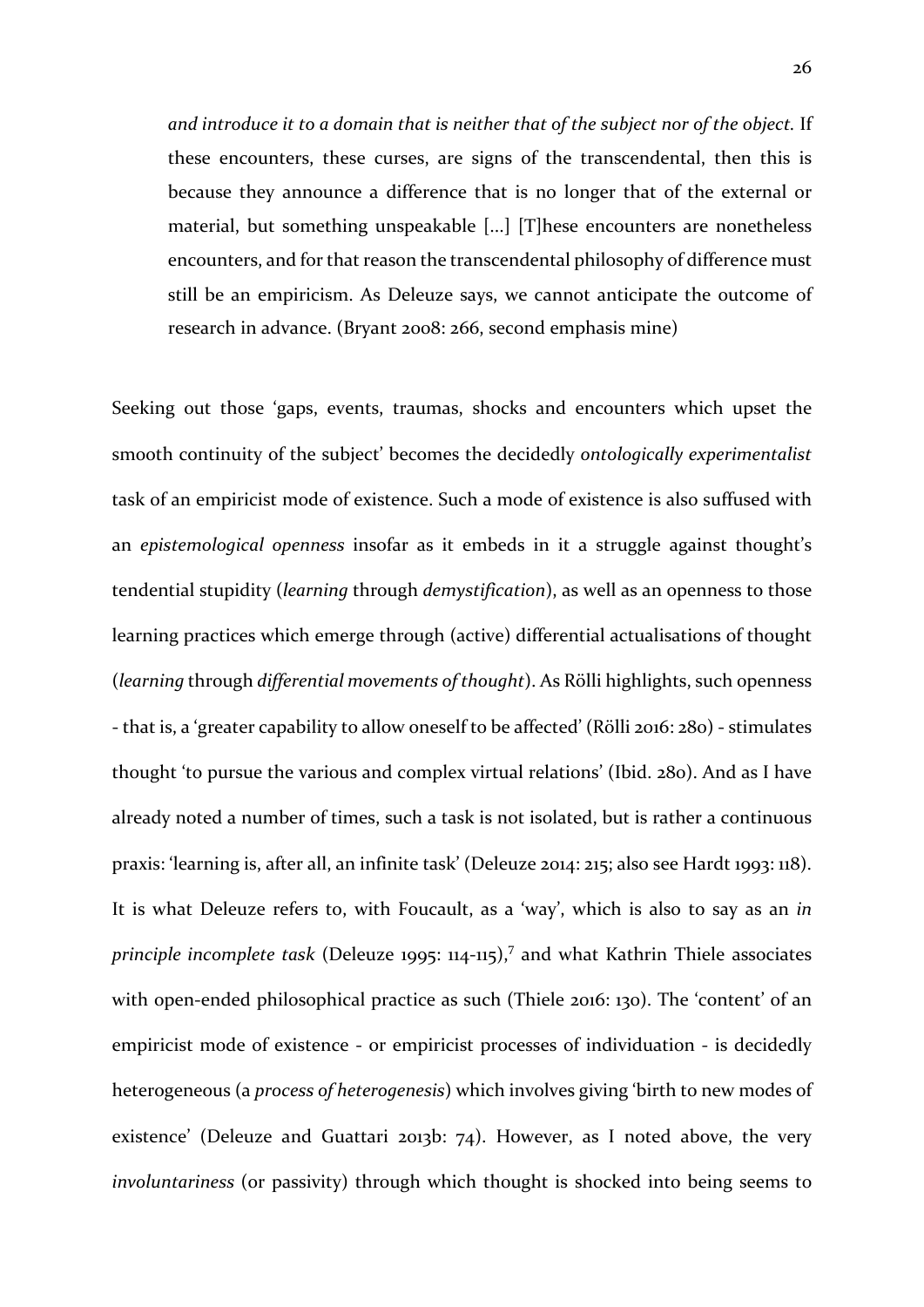> *and introduce it to a domain that is neither that of the subject nor of the object.* If these encounters, these curses, are signs of the transcendental, then this is because they announce a difference that is no longer that of the external or material, but something unspeakable [...] [T]hese encounters are nonetheless encounters, and for that reason the transcendental philosophy of difference must still be an empiricism. As Deleuze says, we cannot anticipate the outcome of research in advance. (Bryant 2008: 266, second emphasis mine)

Seeking out those 'gaps, events, traumas, shocks and encounters which upset the smooth continuity of the subject' becomes the decidedly *ontologically experimentalist* task of an empiricist mode of existence. Such a mode of existence is also suffused with an *epistemological openness* insofar as it embeds in it a struggle against thought's tendential stupidity (*learning* through *demystification*), as well as an openness to those learning practices which emerge through (active) differential actualisations of thought (*learning* through *differential movements of thought*). As Rölli highlights, such openness - that is, a 'greater capability to allow oneself to be affected' (Rölli 2016: 280) - stimulates thought 'to pursue the various and complex virtual relations' (Ibid. 280). And as I have already noted a number of times, such a task is not isolated, but is rather a continuous praxis: 'learning is, after all, an infinite task' (Deleuze 2014: 215; also see Hardt 1993: 118). It is what Deleuze refers to, with Foucault, as a 'way', which is also to say as an *in principle incomplete task* (Deleuze 1995: 114-115),[7] and what Kathrin Thiele associates with open-ended philosophical practice as such (Thiele 2016: 130). The 'content' of an empiricist mode of existence - or empiricist processes of individuation - is decidedly heterogeneous (a *process of heterogenesis*) which involves giving 'birth to new modes of existence' (Deleuze and Guattari 2013b: 74). However, as I noted above, the very *involuntariness* (or passivity) through which thought is shocked into being seems to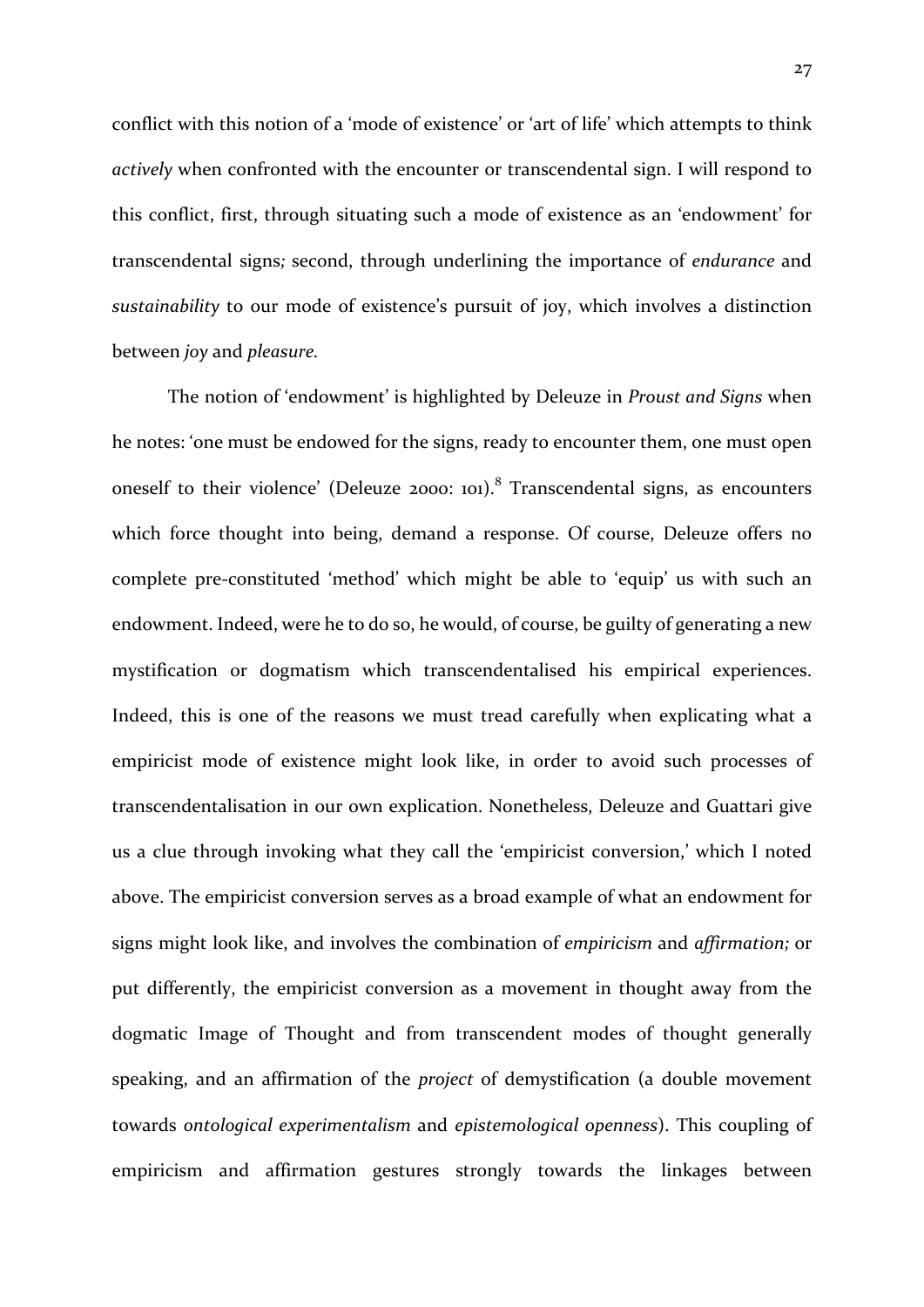conflict with this notion of a 'mode of existence' or 'art of life' which attempts to think *actively* when confronted with the encounter or transcendental sign. I will respond to this conflict, first, through situating such a mode of existence as an 'endowment' for transcendental signs*;* second, through underlining the importance of *endurance* and *sustainability* to our mode of existence's pursuit of joy, which involves a distinction between *joy* and *pleasure.*

The notion of 'endowment' is highlighted by Deleuze in *Proust and Signs* when he notes: 'one must be endowed for the signs, ready to encounter them, one must open oneself to their violence' (Deleuze 2000: 101).[8] Transcendental signs, as encounters which force thought into being, demand a response. Of course, Deleuze offers no complete pre-constituted 'method' which might be able to 'equip' us with such an endowment. Indeed, were he to do so, he would, of course, be guilty of generating a new mystification or dogmatism which transcendentalised his empirical experiences. Indeed, this is one of the reasons we must tread carefully when explicating what a empiricist mode of existence might look like, in order to avoid such processes of transcendentalisation in our own explication. Nonetheless, Deleuze and Guattari give us a clue through invoking what they call the 'empiricist conversion,' which I noted above. The empiricist conversion serves as a broad example of what an endowment for signs might look like, and involves the combination of *empiricism* and *affirmation;* or put differently, the empiricist conversion as a movement in thought away from the dogmatic Image of Thought and from transcendent modes of thought generally speaking, and an affirmation of the *project* of demystification (a double movement towards *ontological experimentalism* and *epistemological openness*). This coupling of empiricism and affirmation gestures strongly towards the linkages between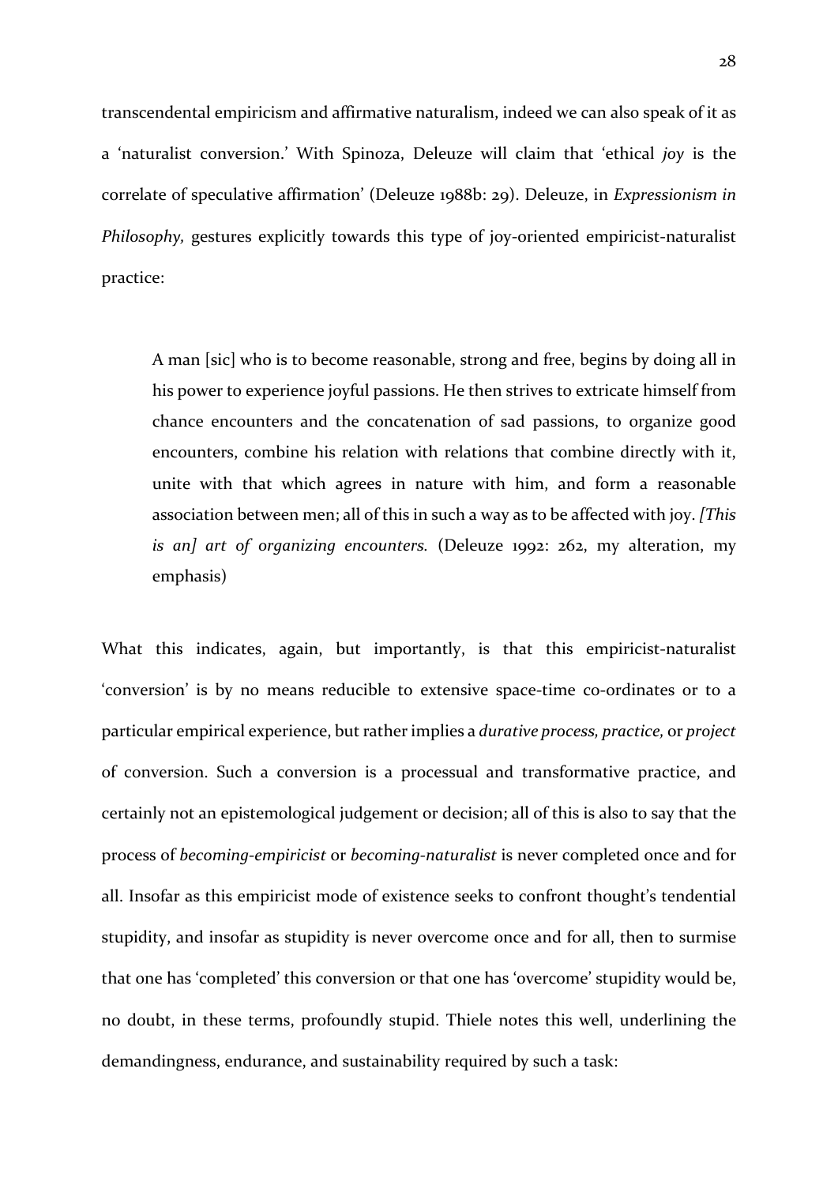transcendental empiricism and affirmative naturalism, indeed we can also speak of it as a 'naturalist conversion.' With Spinoza, Deleuze will claim that 'ethical *joy* is the correlate of speculative affirmation' (Deleuze 1988b: 29). Deleuze, in *Expressionism in Philosophy,* gestures explicitly towards this type of joy-oriented empiricist-naturalist practice:

> A man [sic] who is to become reasonable, strong and free, begins by doing all in his power to experience joyful passions. He then strives to extricate himself from chance encounters and the concatenation of sad passions, to organize good encounters, combine his relation with relations that combine directly with it, unite with that which agrees in nature with him, and form a reasonable association between men; all of this in such a way as to be affected with joy. *[This is an] art of organizing encounters.* (Deleuze 1992: 262, my alteration, my emphasis)

What this indicates, again, but importantly, is that this empiricist-naturalist 'conversion' is by no means reducible to extensive space-time co-ordinates or to a particular empirical experience, but rather implies a *durative process, practice,* or *project* of conversion. Such a conversion is a processual and transformative practice, and certainly not an epistemological judgement or decision; all of this is also to say that the process of *becoming-empiricist* or *becoming-naturalist* is never completed once and for all. Insofar as this empiricist mode of existence seeks to confront thought's tendential stupidity, and insofar as stupidity is never overcome once and for all, then to surmise that one has 'completed' this conversion or that one has 'overcome' stupidity would be, no doubt, in these terms, profoundly stupid. Thiele notes this well, underlining the demandingness, endurance, and sustainability required by such a task: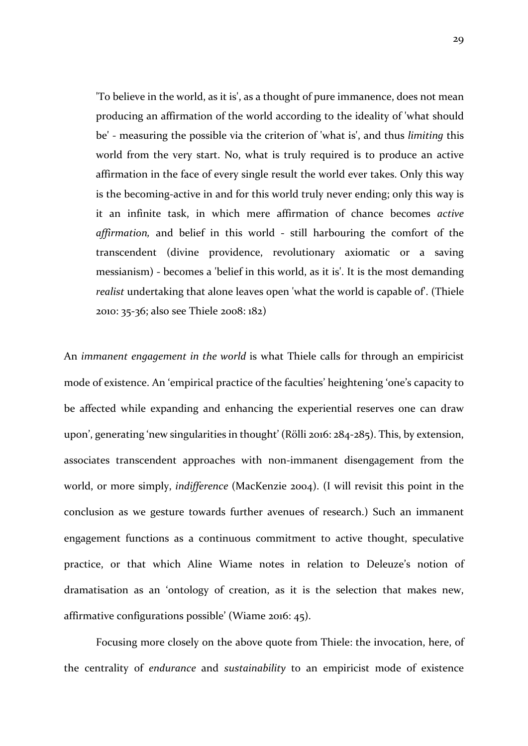> 'To believe in the world, as it is', as a thought of pure immanence, does not mean producing an affirmation of the world according to the ideality of 'what should be' - measuring the possible via the criterion of 'what is', and thus *limiting* this world from the very start. No, what is truly required is to produce an active affirmation in the face of every single result the world ever takes. Only this way is the becoming-active in and for this world truly never ending; only this way is it an infinite task, in which mere affirmation of chance becomes *active affirmation,* and belief in this world - still harbouring the comfort of the transcendent (divine providence, revolutionary axiomatic or a saving messianism) - becomes a 'belief in this world, as it is'. It is the most demanding *realist* undertaking that alone leaves open 'what the world is capable of'. (Thiele 2010: 35-36; also see Thiele 2008: 182)

An *immanent engagement in the world* is what Thiele calls for through an empiricist mode of existence. An 'empirical practice of the faculties' heightening 'one's capacity to be affected while expanding and enhancing the experiential reserves one can draw upon', generating 'new singularities in thought' (Rölli 2016: 284-285). This, by extension, associates transcendent approaches with non-immanent disengagement from the world, or more simply, *indifference* (MacKenzie 2004). (I will revisit this point in the conclusion as we gesture towards further avenues of research.) Such an immanent engagement functions as a continuous commitment to active thought, speculative practice, or that which Aline Wiame notes in relation to Deleuze's notion of dramatisation as an 'ontology of creation, as it is the selection that makes new, affirmative configurations possible' (Wiame 2016: 45).

Focusing more closely on the above quote from Thiele: the invocation, here, of the centrality of *endurance* and *sustainability* to an empiricist mode of existence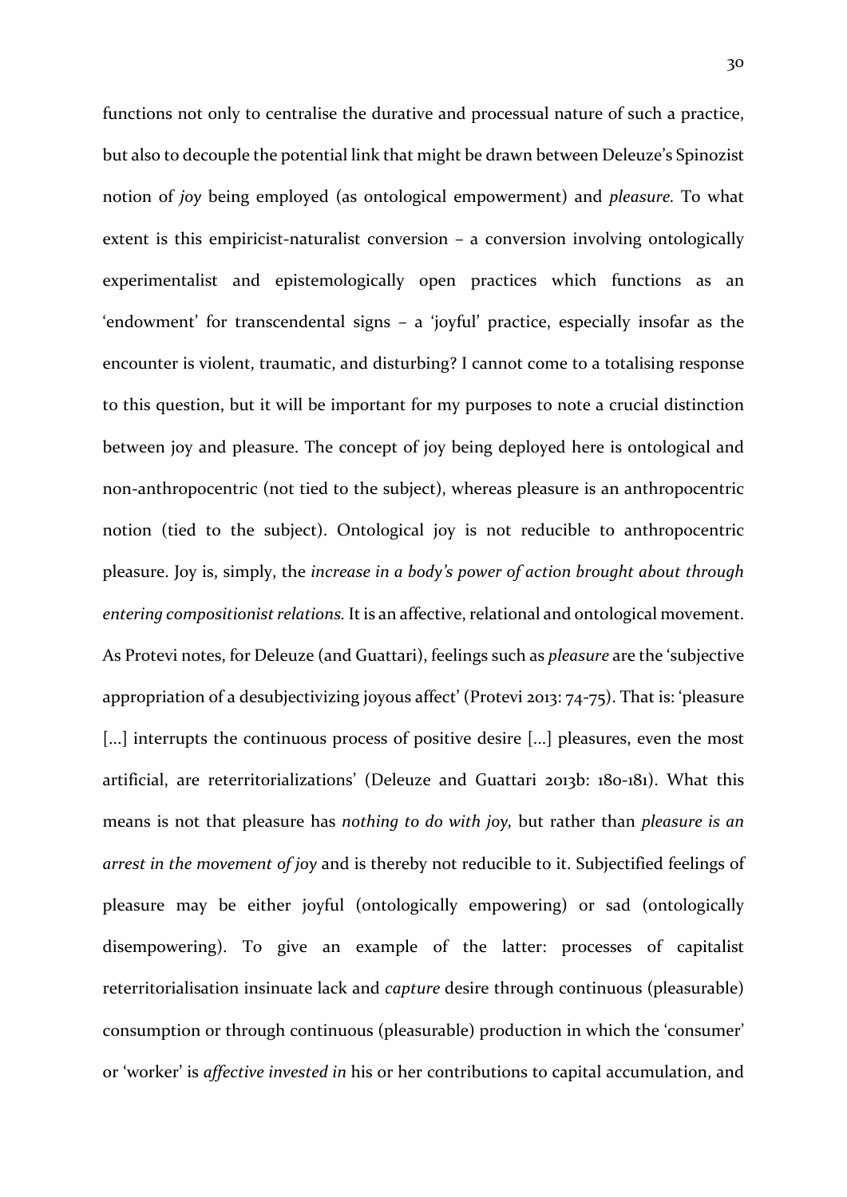functions not only to centralise the durative and processual nature of such a practice, but also to decouple the potential link that might be drawn between Deleuze's Spinozist notion of *joy* being employed (as ontological empowerment) and *pleasure*. To what extent is this empiricist-naturalist conversion – a conversion involving ontologically experimentalist and epistemologically open practices which functions as an 'endowment' for transcendental signs – a 'joyful' practice, especially insofar as the encounter is violent, traumatic, and disturbing? I cannot come to a totalising response to this question, but it will be important for my purposes to note a crucial distinction between joy and pleasure. The concept of joy being deployed here is ontological and non-anthropocentric (not tied to the subject), whereas pleasure is an anthropocentric notion (tied to the subject). Ontological joy is not reducible to anthropocentric pleasure. Joy is, simply, the *increase in a body's power of action brought about through entering compositionist relations*. It is an affective, relational and ontological movement. As Protevi notes, for Deleuze (and Guattari), feelings such as *pleasure* are the 'subjective appropriation of a desubjectivizing joyous affect' (Protevi 2013: 74-75). That is: 'pleasure [...] interrupts the continuous process of positive desire [...] pleasures, even the most artificial, are reterritorializations' (Deleuze and Guattari 2013b: 180-181). What this means is not that pleasure has *nothing to do with joy,* but rather than *pleasure is an arrest in the movement of joy* and is thereby not reducible to it. Subjectified feelings of pleasure may be either joyful (ontologically empowering) or sad (ontologically disempowering). To give an example of the latter: processes of capitalist reterritorialisation insinuate lack and *capture* desire through continuous (pleasurable) consumption or through continuous (pleasurable) production in which the 'consumer' or 'worker' is *affective invested in* his or her contributions to capital accumulation, and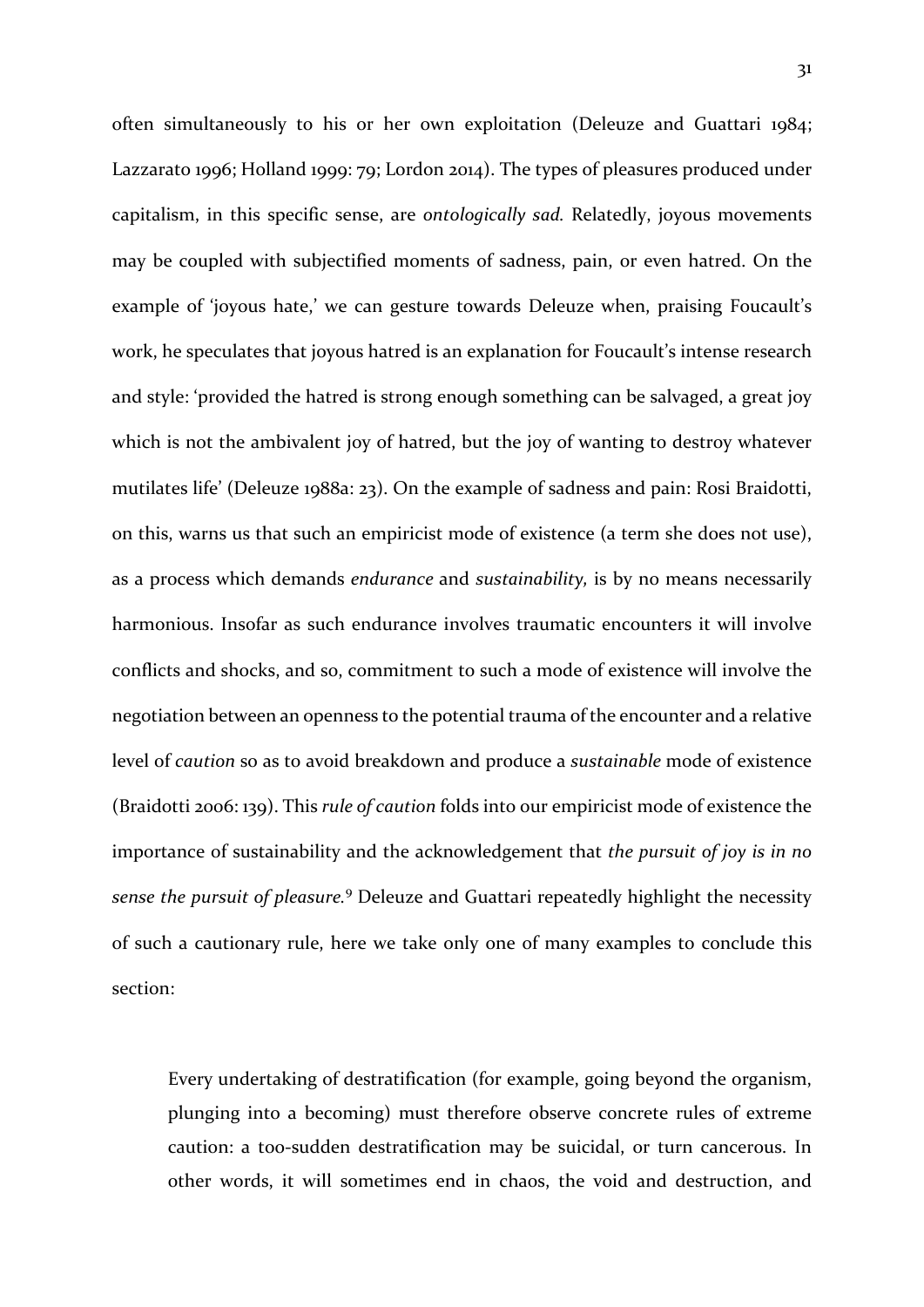often simultaneously to his or her own exploitation (Deleuze and Guattari 1984; Lazzarato 1996; Holland 1999: 79; Lordon 2014). The types of pleasures produced under capitalism, in this specific sense, are *ontologically sad.* Relatedly, joyous movements may be coupled with subjectified moments of sadness, pain, or even hatred. On the example of 'joyous hate,' we can gesture towards Deleuze when, praising Foucault's work, he speculates that joyous hatred is an explanation for Foucault's intense research and style: 'provided the hatred is strong enough something can be salvaged, a great joy which is not the ambivalent joy of hatred, but the joy of wanting to destroy whatever mutilates life' (Deleuze 1988a: 23). On the example of sadness and pain: Rosi Braidotti, on this, warns us that such an empiricist mode of existence (a term she does not use), as a process which demands *endurance* and *sustainability,* is by no means necessarily harmonious. Insofar as such endurance involves traumatic encounters it will involve conflicts and shocks, and so, commitment to such a mode of existence will involve the negotiation between an openness to the potential trauma of the encounter and a relative level of *caution* so as to avoid breakdown and produce a *sustainable* mode of existence (Braidotti 2006: 139). This *rule of caution* folds into our empiricist mode of existence the importance of sustainability and the acknowledgement that *the pursuit of joy is in no sense the pursuit of pleasure.*[9] Deleuze and Guattari repeatedly highlight the necessity of such a cautionary rule, here we take only one of many examples to conclude this section:

> Every undertaking of destratification (for example, going beyond the organism, plunging into a becoming) must therefore observe concrete rules of extreme caution: a too-sudden destratification may be suicidal, or turn cancerous. In other words, it will sometimes end in chaos, the void and destruction, and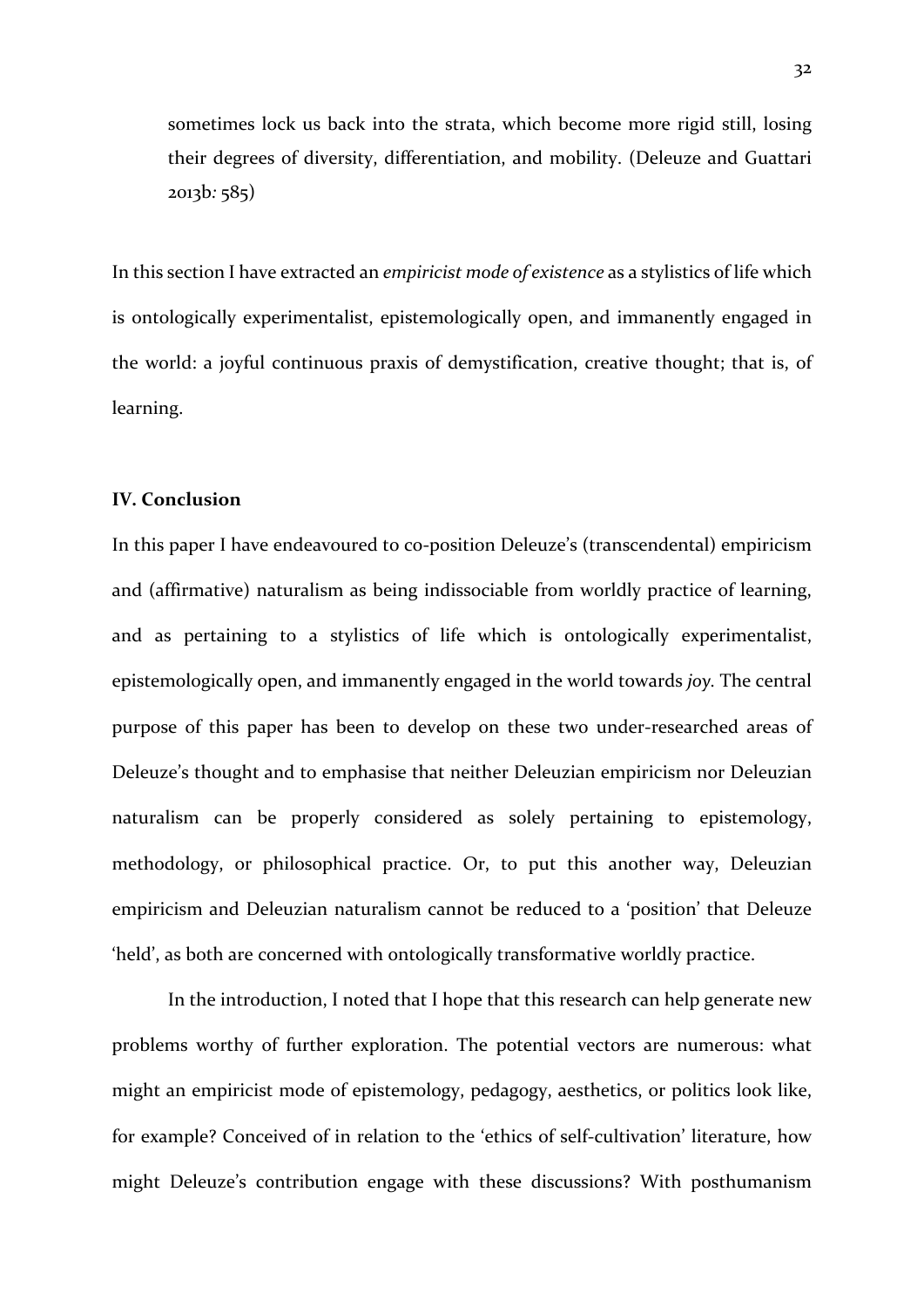> sometimes lock us back into the strata, which become more rigid still, losing their degrees of diversity, differentiation, and mobility. (Deleuze and Guattari 2013b*:* 585)

In this section I have extracted an *empiricist mode of existence* as a stylistics of life which is ontologically experimentalist, epistemologically open, and immanently engaged in the world: a joyful continuous praxis of demystification, creative thought; that is, of learning.

## IV. Conclusion

In this paper I have endeavoured to co-position Deleuze's (transcendental) empiricism and (affirmative) naturalism as being indissociable from worldly practice of learning, and as pertaining to a stylistics of life which is ontologically experimentalist, epistemologically open, and immanently engaged in the world towards *joy*. The central purpose of this paper has been to develop on these two under-researched areas of Deleuze's thought and to emphasise that neither Deleuzian empiricism nor Deleuzian naturalism can be properly considered as solely pertaining to epistemology, methodology, or philosophical practice. Or, to put this another way, Deleuzian empiricism and Deleuzian naturalism cannot be reduced to a 'position' that Deleuze 'held', as both are concerned with ontologically transformative worldly practice.

In the introduction, I noted that I hope that this research can help generate new problems worthy of further exploration. The potential vectors are numerous: what might an empiricist mode of epistemology, pedagogy, aesthetics, or politics look like, for example? Conceived of in relation to the 'ethics of self-cultivation' literature, how might Deleuze's contribution engage with these discussions? With posthumanism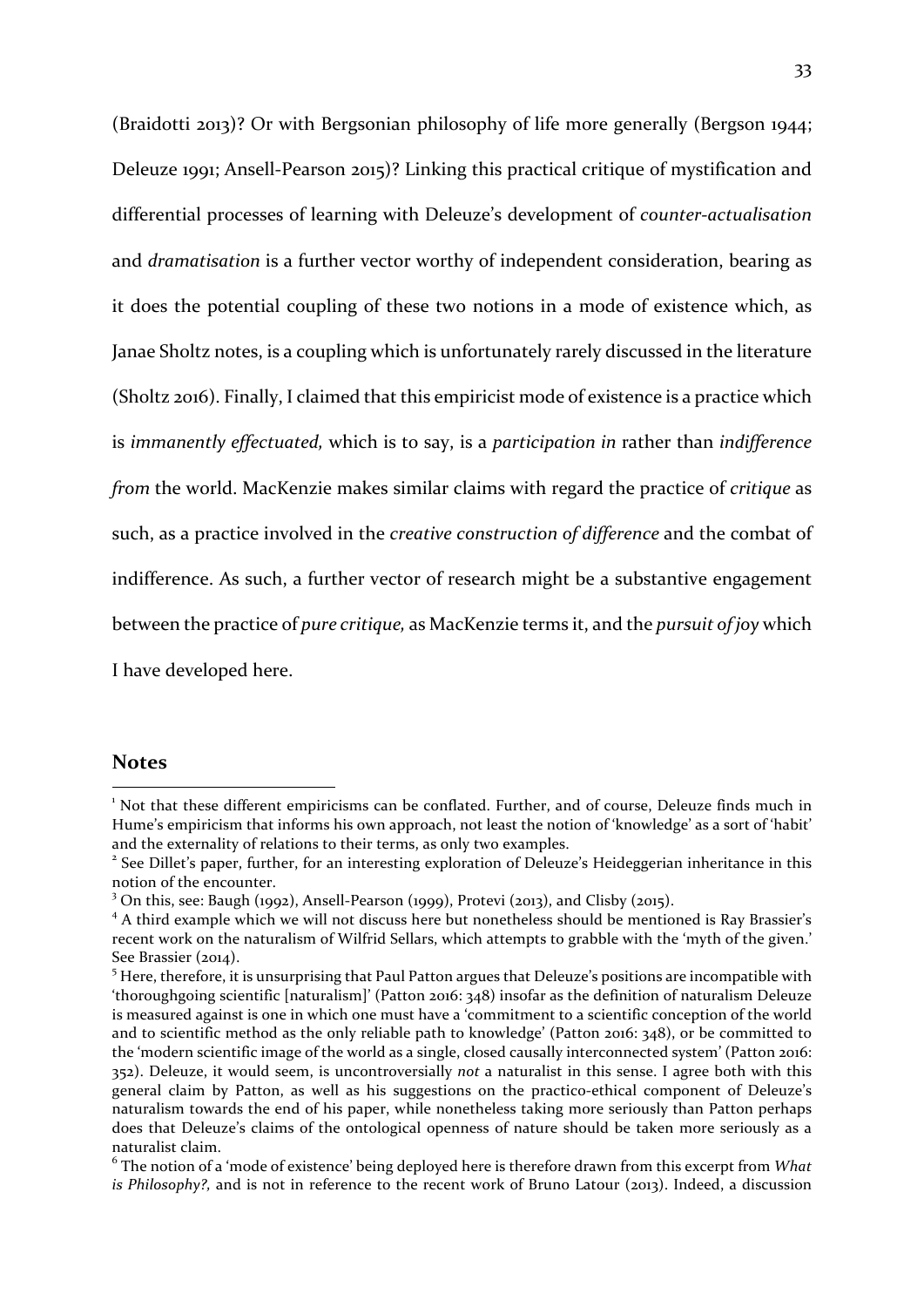(Braidotti 2013)? Or with Bergsonian philosophy of life more generally (Bergson 1944; Deleuze 1991; Ansell-Pearson 2015)? Linking this practical critique of mystification and differential processes of learning with Deleuze's development of *counter-actualisation* and *dramatisation* is a further vector worthy of independent consideration, bearing as it does the potential coupling of these two notions in a mode of existence which, as Janae Sholtz notes, is a coupling which is unfortunately rarely discussed in the literature (Sholtz 2016). Finally, I claimed that this empiricist mode of existence is a practice which is *immanently effectuated,* which is to say, is a *participation in* rather than *indifference from* the world. MacKenzie makes similar claims with regard the practice of *critique* as such, as a practice involved in the *creative construction of difference* and the combat of indifference. As such, a further vector of research might be a substantive engagement between the practice of *pure critique,* as MacKenzie terms it, and the *pursuit of joy* which I have developed here.

## Notes

[1] Not that these different empiricisms can be conflated. Further, and of course, Deleuze finds much in Hume's empiricism that informs his own approach, not least the notion of 'knowledge' as a sort of 'habit' and the externality of relations to their terms, as only two examples.

[2] See Dillet's paper, further, for an interesting exploration of Deleuze's Heideggerian inheritance in this notion of the encounter.

[3] On this, see: Baugh (1992), Ansell-Pearson (1999), Protevi (2013), and Clisby (2015).

[4] A third example which we will not discuss here but nonetheless should be mentioned is Ray Brassier's recent work on the naturalism of Wilfrid Sellars, which attempts to grabble with the 'myth of the given.' See Brassier (2014).

[5] Here, therefore, it is unsurprising that Paul Patton argues that Deleuze's positions are incompatible with 'thoroughgoing scientific [naturalism]' (Patton 2016: 348) insofar as the definition of naturalism Deleuze is measured against is one in which one must have a 'commitment to a scientific conception of the world and to scientific method as the only reliable path to knowledge' (Patton 2016: 348), or be committed to the 'modern scientific image of the world as a single, closed causally interconnected system' (Patton 2016: 352). Deleuze, it would seem, is uncontroversially *not* a naturalist in this sense. I agree both with this general claim by Patton, as well as his suggestions on the practico-ethical component of Deleuze's naturalism towards the end of his paper, while nonetheless taking more seriously than Patton perhaps does that Deleuze's claims of the ontological openness of nature should be taken more seriously as a naturalist claim.

[6] The notion of a 'mode of existence' being deployed here is therefore drawn from this excerpt from *What is Philosophy?,* and is not in reference to the recent work of Bruno Latour (2013). Indeed, a discussion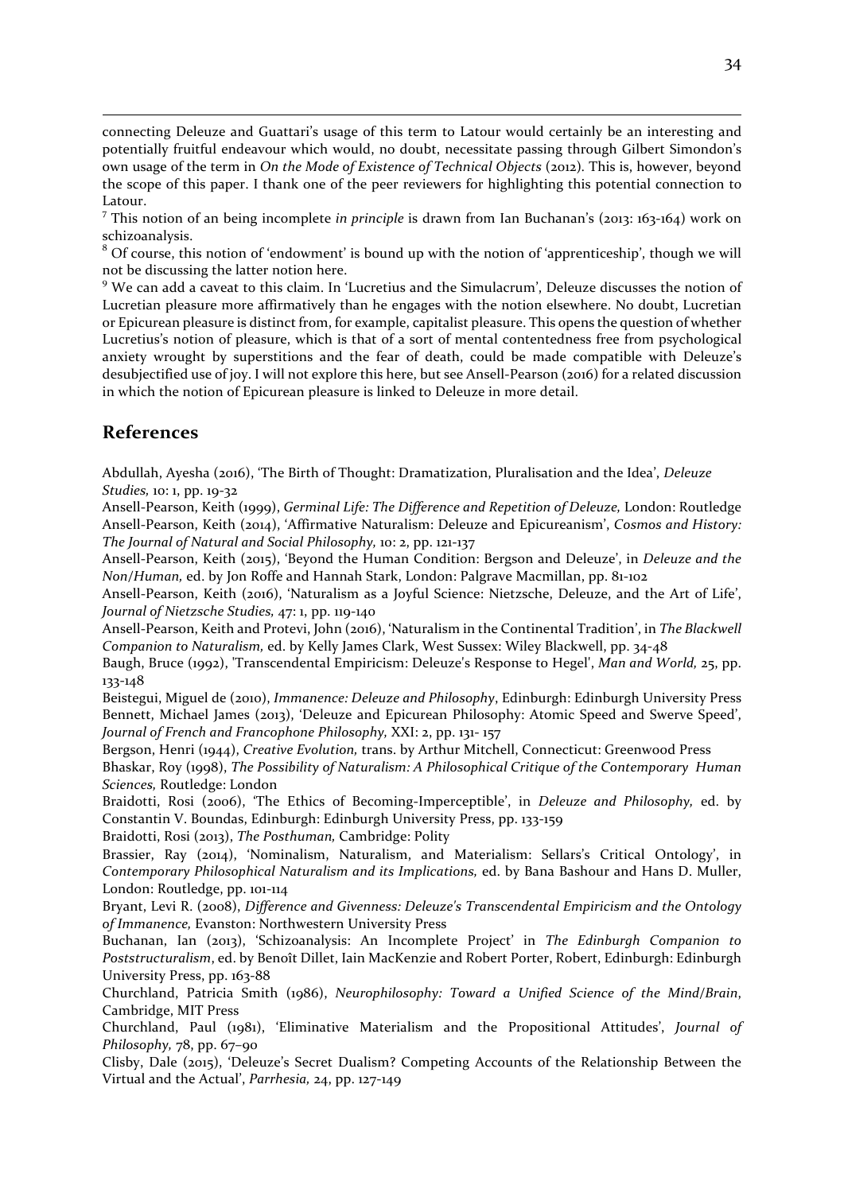connecting Deleuze and Guattari's usage of this term to Latour would certainly be an interesting and potentially fruitful endeavour which would, no doubt, necessitate passing through Gilbert Simondon's own usage of the term in *On the Mode of Existence of Technical Objects* (2012). This is, however, beyond the scope of this paper. I thank one of the peer reviewers for highlighting this potential connection to Latour.

[7] This notion of an being incomplete *in principle* is drawn from Ian Buchanan's (2013: 163-164) work on schizoanalysis.

[8] Of course, this notion of 'endowment' is bound up with the notion of 'apprenticeship', though we will not be discussing the latter notion here.

[9] We can add a caveat to this claim. In 'Lucretius and the Simulacrum', Deleuze discusses the notion of Lucretian pleasure more affirmatively than he engages with the notion elsewhere. No doubt, Lucretian or Epicurean pleasure is distinct from, for example, capitalist pleasure. This opens the question of whether Lucretius's notion of pleasure, which is that of a sort of mental contentedness free from psychological anxiety wrought by superstitions and the fear of death, could be made compatible with Deleuze's desubjectified use of joy. I will not explore this here, but see Ansell-Pearson (2016) for a related discussion in which the notion of Epicurean pleasure is linked to Deleuze in more detail.

## References

Abdullah, Ayesha (2016), 'The Birth of Thought: Dramatization, Pluralisation and the Idea', *Deleuze Studies,* 10: 1, pp. 19-32

Ansell-Pearson, Keith (1999), *Germinal Life: The Difference and Repetition of Deleuze,* London: Routledge

Ansell-Pearson, Keith (2014), 'Affirmative Naturalism: Deleuze and Epicureanism', *Cosmos and History: The Journal of Natural and Social Philosophy,* 10: 2, pp. 121-137

Ansell-Pearson, Keith (2015), 'Beyond the Human Condition: Bergson and Deleuze', in *Deleuze and the Non/Human,* ed. by Jon Roffe and Hannah Stark, London: Palgrave Macmillan, pp. 81-102

Ansell-Pearson, Keith (2016), 'Naturalism as a Joyful Science: Nietzsche, Deleuze, and the Art of Life', *Journal of Nietzsche Studies,* 47: 1, pp. 119-140

Ansell-Pearson, Keith and Protevi, John (2016), 'Naturalism in the Continental Tradition', in *The Blackwell Companion to Naturalism,* ed. by Kelly James Clark, West Sussex: Wiley Blackwell, pp. 34-48

Baugh, Bruce (1992), 'Transcendental Empiricism: Deleuze's Response to Hegel', *Man and World,* 25, pp. 133-148

Beistegui, Miguel de (2010), *Immanence: Deleuze and Philosophy*, Edinburgh: Edinburgh University Press

Bennett, Michael James (2013), 'Deleuze and Epicurean Philosophy: Atomic Speed and Swerve Speed', *Journal of French and Francophone Philosophy,* XXI: 2, pp. 131- 157

Bergson, Henri (1944), *Creative Evolution,* trans. by Arthur Mitchell, Connecticut: Greenwood Press

Bhaskar, Roy (1998), *The Possibility of Naturalism: A Philosophical Critique of the Contemporary Human Sciences,* Routledge: London

Braidotti, Rosi (2006), 'The Ethics of Becoming-Imperceptible', in *Deleuze and Philosophy,* ed. by Constantin V. Boundas, Edinburgh: Edinburgh University Press, pp. 133-159

Braidotti, Rosi (2013), *The Posthuman,* Cambridge: Polity

Brassier, Ray (2014), 'Nominalism, Naturalism, and Materialism: Sellars's Critical Ontology', in *Contemporary Philosophical Naturalism and its Implications,* ed. by Bana Bashour and Hans D. Muller, London: Routledge, pp. 101-114

Bryant, Levi R. (2008), *Difference and Givenness: Deleuze's Transcendental Empiricism and the Ontology of Immanence,* Evanston: Northwestern University Press

Buchanan, Ian (2013), 'Schizoanalysis: An Incomplete Project' in *The Edinburgh Companion to Poststructuralism*, ed. by Benoît Dillet, Iain MacKenzie and Robert Porter, Robert, Edinburgh: Edinburgh University Press, pp. 163-88

Churchland, Patricia Smith (1986), *Neurophilosophy: Toward a Unified Science of the Mind/Brain*, Cambridge, MIT Press

Churchland, Paul (1981), 'Eliminative Materialism and the Propositional Attitudes', *Journal of Philosophy,* 78, pp. 67–90

Clisby, Dale (2015), 'Deleuze's Secret Dualism? Competing Accounts of the Relationship Between the Virtual and the Actual', *Parrhesia,* 24, pp. 127-149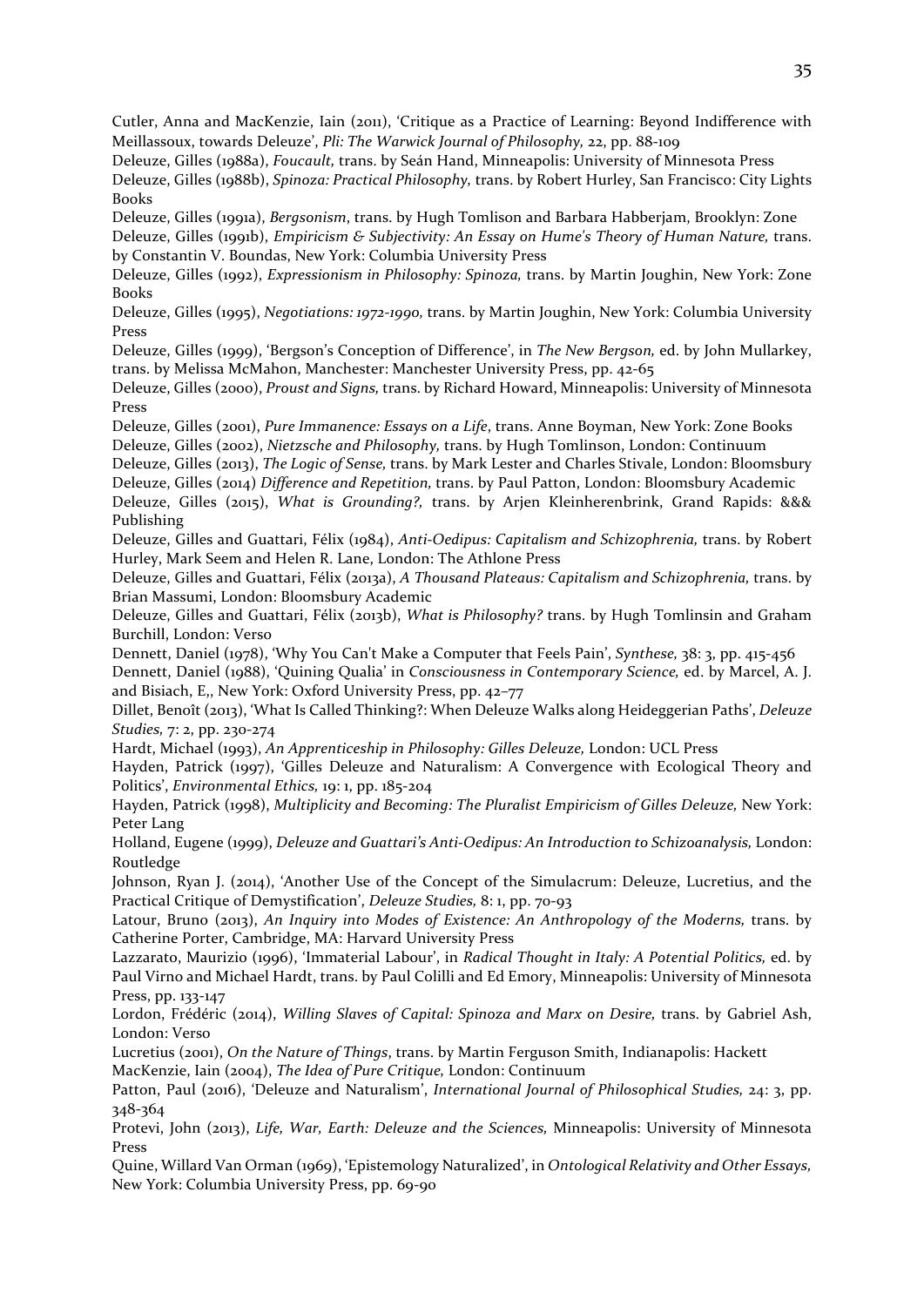Cutler, Anna and MacKenzie, Iain (2011), 'Critique as a Practice of Learning: Beyond Indifference with Meillassoux, towards Deleuze', *Pli: The Warwick Journal of Philosophy,* 22, pp. 88-109

Deleuze, Gilles (1988a), *Foucault,* trans. by Seán Hand, Minneapolis: University of Minnesota Press

Deleuze, Gilles (1988b), *Spinoza: Practical Philosophy,* trans. by Robert Hurley, San Francisco: City Lights Books

Deleuze, Gilles (1991a), *Bergsonism*, trans. by Hugh Tomlison and Barbara Habberjam, Brooklyn: Zone

Deleuze, Gilles (1991b), *Empiricism & Subjectivity: An Essay on Hume's Theory of Human Nature,* trans. by Constantin V. Boundas, New York: Columbia University Press

Deleuze, Gilles (1992), *Expressionism in Philosophy: Spinoza,* trans. by Martin Joughin, New York: Zone Books

Deleuze, Gilles (1995), *Negotiations: 1972-1990,* trans. by Martin Joughin, New York: Columbia University Press

Deleuze, Gilles (1999), 'Bergson's Conception of Difference', in *The New Bergson,* ed. by John Mullarkey, trans. by Melissa McMahon, Manchester: Manchester University Press, pp. 42-65

Deleuze, Gilles (2000), *Proust and Signs,* trans. by Richard Howard, Minneapolis: University of Minnesota Press

Deleuze, Gilles (2001), *Pure Immanence: Essays on a Life*, trans. Anne Boyman, New York: Zone Books

Deleuze, Gilles (2002), *Nietzsche and Philosophy,* trans. by Hugh Tomlinson, London: Continuum

Deleuze, Gilles (2013), *The Logic of Sense,* trans. by Mark Lester and Charles Stivale, London: Bloomsbury

Deleuze, Gilles (2014) *Difference and Repetition,* trans. by Paul Patton, London: Bloomsbury Academic

Deleuze, Gilles (2015), *What is Grounding?,* trans. by Arjen Kleinherenbrink, Grand Rapids: &&& Publishing

Deleuze, Gilles and Guattari, Félix (1984), *Anti-Oedipus: Capitalism and Schizophrenia,* trans. by Robert Hurley, Mark Seem and Helen R. Lane, London: The Athlone Press

Deleuze, Gilles and Guattari, Félix (2013a), *A Thousand Plateaus: Capitalism and Schizophrenia,* trans. by Brian Massumi, London: Bloomsbury Academic

Deleuze, Gilles and Guattari, Félix (2013b), *What is Philosophy?* trans. by Hugh Tomlinsin and Graham Burchill, London: Verso

Dennett, Daniel (1978), 'Why You Can't Make a Computer that Feels Pain', *Synthese,* 38: 3, pp. 415-456

Dennett, Daniel (1988), 'Quining Qualia' in *Consciousness in Contemporary Science,* ed. by Marcel, A. J. and Bisiach, E,, New York: Oxford University Press, pp. 42–77

Dillet, Benoît (2013), 'What Is Called Thinking?: When Deleuze Walks along Heideggerian Paths', *Deleuze Studies,* 7: 2, pp. 230-274

Hardt, Michael (1993), *An Apprenticeship in Philosophy: Gilles Deleuze,* London: UCL Press

Hayden, Patrick (1997), 'Gilles Deleuze and Naturalism: A Convergence with Ecological Theory and Politics', *Environmental Ethics,* 19: 1, pp. 185-204

Hayden, Patrick (1998), *Multiplicity and Becoming: The Pluralist Empiricism of Gilles Deleuze,* New York: Peter Lang

Holland, Eugene (1999), *Deleuze and Guattari's Anti-Oedipus: An Introduction to Schizoanalysis,* London: Routledge

Johnson, Ryan J. (2014), 'Another Use of the Concept of the Simulacrum: Deleuze, Lucretius, and the Practical Critique of Demystification', *Deleuze Studies,* 8: 1, pp. 70-93

Latour, Bruno (2013), *An Inquiry into Modes of Existence: An Anthropology of the Moderns,* trans. by Catherine Porter, Cambridge, MA: Harvard University Press

Lazzarato, Maurizio (1996), 'Immaterial Labour', in *Radical Thought in Italy: A Potential Politics,* ed. by Paul Virno and Michael Hardt, trans. by Paul Colilli and Ed Emory, Minneapolis: University of Minnesota Press, pp. 133-147

Lordon, Frédéric (2014), *Willing Slaves of Capital: Spinoza and Marx on Desire,* trans. by Gabriel Ash, London: Verso

Lucretius (2001), *On the Nature of Things*, trans. by Martin Ferguson Smith, Indianapolis: Hackett

MacKenzie, Iain (2004), *The Idea of Pure Critique,* London: Continuum

Patton, Paul (2016), 'Deleuze and Naturalism', *International Journal of Philosophical Studies,* 24: 3, pp. 348-364

Protevi, John (2013), *Life, War, Earth: Deleuze and the Sciences,* Minneapolis: University of Minnesota Press

Quine, Willard Van Orman (1969), 'Epistemology Naturalized', in *Ontological Relativity and Other Essays,* New York: Columbia University Press, pp. 69-90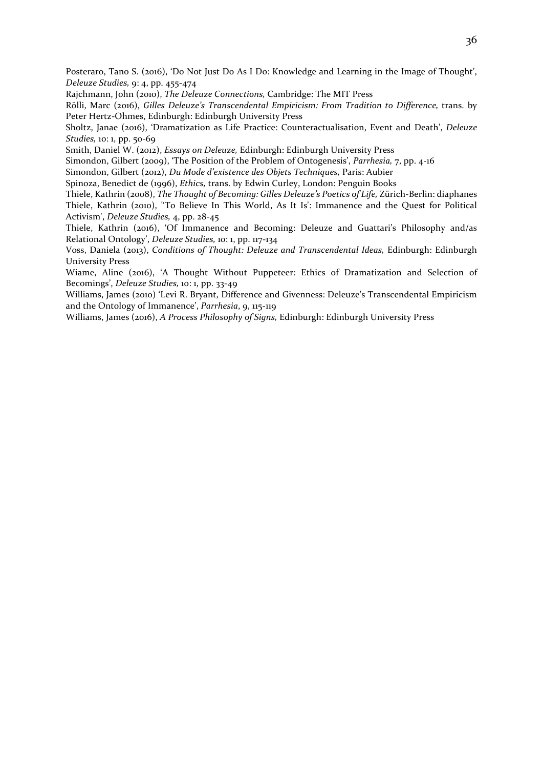Posteraro, Tano S. (2016), 'Do Not Just Do As I Do: Knowledge and Learning in the Image of Thought', *Deleuze Studies,* 9: 4, pp. 455-474

Rajchmann, John (2010), *The Deleuze Connections,* Cambridge: The MIT Press

Rölli, Marc (2016), *Gilles Deleuze's Transcendental Empiricism: From Tradition to Difference,* trans. by Peter Hertz-Ohmes, Edinburgh: Edinburgh University Press

Sholtz, Janae (2016), 'Dramatization as Life Practice: Counteractualisation, Event and Death', *Deleuze Studies,* 10: 1, pp. 50-69

Smith, Daniel W. (2012), *Essays on Deleuze,* Edinburgh: Edinburgh University Press

Simondon, Gilbert (2009), 'The Position of the Problem of Ontogenesis', *Parrhesia,* 7, pp. 4-16

Simondon, Gilbert (2012), *Du Mode d'existence des Objets Techniques,* Paris: Aubier

Spinoza, Benedict de (1996), *Ethics,* trans. by Edwin Curley, London: Penguin Books

Thiele, Kathrin (2008), *The Thought of Becoming: Gilles Deleuze's Poetics of Life,* Zürich-Berlin: diaphanes

Thiele, Kathrin (2010), ''To Believe In This World, As It Is': Immanence and the Quest for Political Activism', *Deleuze Studies,* 4, pp. 28-45

Thiele, Kathrin (2016), 'Of Immanence and Becoming: Deleuze and Guattari's Philosophy and/as Relational Ontology', *Deleuze Studies,* 10: 1, pp. 117-134

Voss, Daniela (2013), *Conditions of Thought: Deleuze and Transcendental Ideas,* Edinburgh: Edinburgh University Press

Wiame, Aline (2016), 'A Thought Without Puppeteer: Ethics of Dramatization and Selection of Becomings', *Deleuze Studies,* 10: 1, pp. 33-49

Williams, James (2010) 'Levi R. Bryant, Difference and Givenness: Deleuze's Transcendental Empiricism and the Ontology of Immanence', *Parrhesia*, 9, 115-119

Williams, James (2016), *A Process Philosophy of Signs,* Edinburgh: Edinburgh University Press